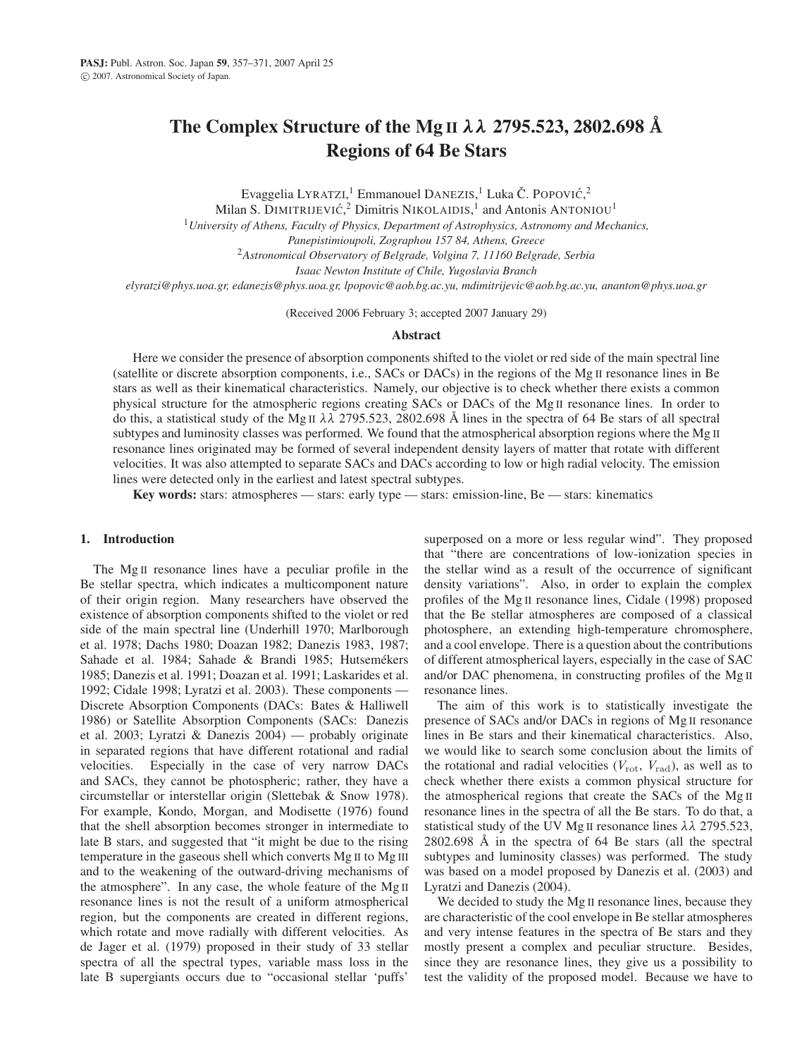# The Complex Structure of the Mg II $\lambda\lambda$ 2795.523, 2802.698 Å Regions of 64 Be Stars

Evaggelia Lyratzi,[1] Emmanouel Danezis,[1] Luka Č. Popović,[2] Milan S. Dimitrijević,[2] Dimitris Nikolaidis,[1] and Antonis Antoniou[1]

[1] *University of Athens, Faculty of Physics, Department of Astrophysics, Astronomy and Mechanics, Panepistimioupoli, Zographou 157 84, Athens, Greece*

[2] *Astronomical Observatory of Belgrade, Volgina 7, 11160 Belgrade, Serbia*

*Isaac Newton Institute of Chile, Yugoslavia Branch*

*elyratzi@phys.uoa.gr, edanezis@phys.uoa.gr, lpopovic@aob.bg.ac.yu, mdimitrijevic@aob.bg.ac.yu, ananton@phys.uoa.gr*

(Received 2006 February 3; accepted 2007 January 29)

## Abstract

Here we consider the presence of absorption components shifted to the violet or red side of the main spectral line (satellite or discrete absorption components, i.e., SACs or DACs) in the regions of the Mg II resonance lines in Be stars as well as their kinematical characteristics. Namely, our objective is to check whether there exists a common physical structure for the atmospheric regions creating SACs or DACs of the Mg II resonance lines. In order to do this, a statistical study of the Mg II $\lambda\lambda$ 2795.523, 2802.698 Å lines in the spectra of 64 Be stars of all spectral subtypes and luminosity classes was performed. We found that the atmospherical absorption regions where the Mg II resonance lines originated may be formed of several independent density layers of matter that rotate with different velocities. It was also attempted to separate SACs and DACs according to low or high radial velocity. The emission lines were detected only in the earliest and latest spectral subtypes.

**Key words:** stars: atmospheres — stars: early type — stars: emission-line, Be — stars: kinematics

## 1. Introduction

The Mg II resonance lines have a peculiar profile in the Be stellar spectra, which indicates a multicomponent nature of their origin region. Many researchers have observed the existence of absorption components shifted to the violet or red side of the main spectral line (Underhill 1970; Marlborough et al. 1978; Dachs 1980; Doazan 1982; Danezis 1983, 1987; Sahade et al. 1984; Sahade & Brandi 1985; Hutsemékers 1985; Danezis et al. 1991; Doazan et al. 1991; Laskarides et al. 1992; Cidale 1998; Lyratzi et al. 2003). These components — Discrete Absorption Components (DACs: Bates & Halliwell 1986) or Satellite Absorption Components (SACs: Danezis et al. 2003; Lyratzi & Danezis 2004) — probably originate in separated regions that have different rotational and radial velocities. Especially in the case of very narrow DACs and SACs, they cannot be photospheric; rather, they have a circumstellar or interstellar origin (Slettebak & Snow 1978). For example, Kondo, Morgan, and Modisette (1976) found that the shell absorption becomes stronger in intermediate to late B stars, and suggested that "it might be due to the rising temperature in the gaseous shell which converts Mg II to Mg III and to the weakening of the outward-driving mechanisms of the atmosphere". In any case, the whole feature of the Mg II resonance lines is not the result of a uniform atmospherical region, but the components are created in different regions, which rotate and move radially with different velocities. As de Jager et al. (1979) proposed in their study of 33 stellar spectra of all the spectral types, variable mass loss in the late B supergiants occurs due to "occasional stellar 'puffs' superposed on a more or less regular wind". They proposed that "there are concentrations of low-ionization species in the stellar wind as a result of the occurrence of significant density variations". Also, in order to explain the complex profiles of the Mg II resonance lines, Cidale (1998) proposed that the Be stellar atmospheres are composed of a classical photosphere, an extending high-temperature chromosphere, and a cool envelope. There is a question about the contributions of different atmospherical layers, especially in the case of SAC and/or DAC phenomena, in constructing profiles of the Mg II resonance lines.

The aim of this work is to statistically investigate the presence of SACs and/or DACs in regions of Mg II resonance lines in Be stars and their kinematical characteristics. Also, we would like to search some conclusion about the limits of the rotational and radial velocities ($V_{\rm rot}$, $V_{\rm rad}$), as well as to check whether there exists a common physical structure for the atmospheric regions that create the SACs of the Mg II resonance lines in the spectra of all the Be stars. To do that, a statistical study of the UV Mg II resonance lines $\lambda\lambda$ 2795.523, 2802.698 Å in the spectra of 64 Be stars (all the spectral subtypes and luminosity classes) was performed. The study was based on a model proposed by Danezis et al. (2003) and Lyratzi and Danezis (2004).

We decided to study the Mg II resonance lines, because they are characteristic of the cool envelope in Be stellar atmospheres and very intense features in the spectra of Be stars and they mostly present a complex and peculiar structure. Besides, since they are resonance lines, they give us a possibility to test the validity of the proposed model. Because we have to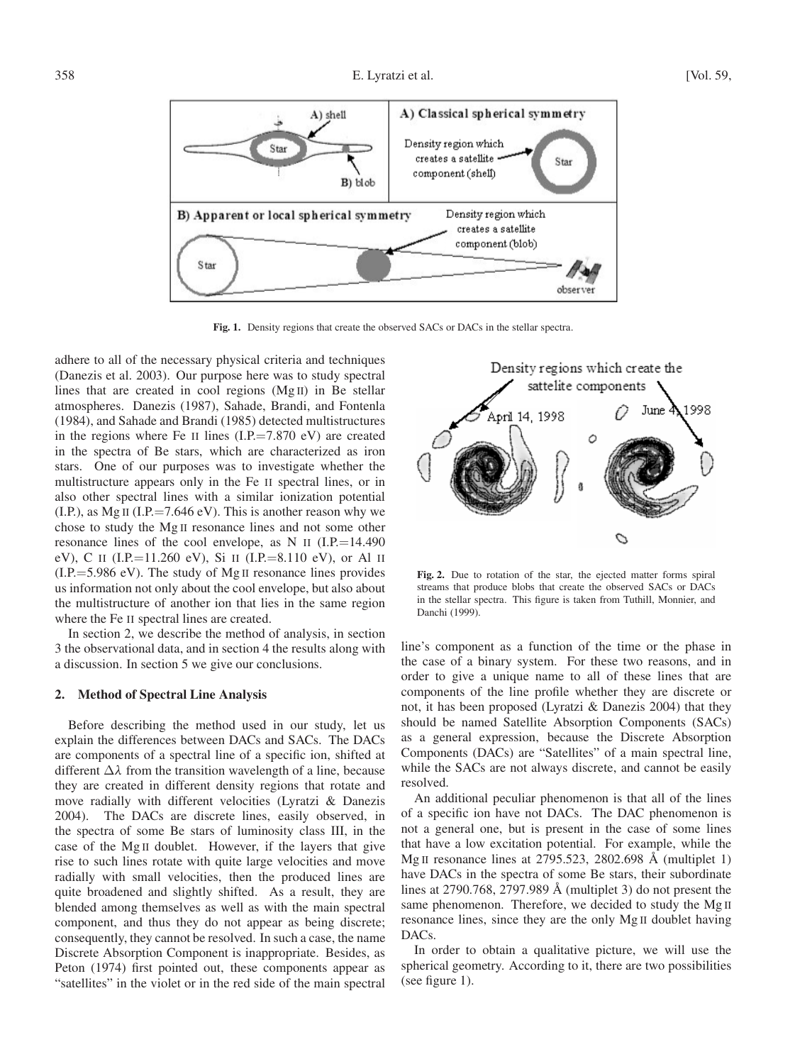Fig. 1. Density regions that create the observed SACs or DACs in the stellar spectra.

adhere to all of the necessary physical criteria and techniques (Danezis et al. 2003). Our purpose here was to study spectral lines that are created in cool regions (Mg II) in Be stellar atmospheres. Danezis (1987), Sahade, Brandi, and Fontenla (1984), and Sahade and Brandi (1985) detected multistructures in the regions where Fe II lines (I.P.=7.870 eV) are created in the spectra of Be stars, which are characterized as iron stars. One of our purposes was to investigate whether the multistructure appears only in the Fe II spectral lines, or in also other spectral lines with a similar ionization potential (I.P.), as Mg II (I.P.=7.646 eV). This is another reason why we chose to study the Mg II resonance lines and not some other resonance lines of the cool envelope, as N II (I.P.=14.490 eV), C II (I.P.=11.260 eV), Si II (I.P.=8.110 eV), or Al II (I.P.=5.986 eV). The study of Mg II resonance lines provides us information not only about the cool envelope, but also about the multistructure of another ion that lies in the same region where the Fe II spectral lines are created.

In section 2, we describe the method of analysis, in section 3 the observational data, and in section 4 the results along with a discussion. In section 5 we give our conclusions.

## 2. Method of Spectral Line Analysis

Before describing the method used in our study, let us explain the differences between DACs and SACs. The DACs are components of a spectral line of a specific ion, shifted at different $\Delta\lambda$ from the transition wavelength of a line, because they are created in different density regions that rotate and move radially with different velocities (Lyratzi & Danezis 2004). The DACs are discrete lines, easily observed, in the spectra of some Be stars of luminosity class III, in the case of the Mg II doublet. However, if the layers that give rise to such lines rotate with quite large velocities and move radially with small velocities, then the produced lines are quite broadened and slightly shifted. As a result, they are blended among themselves as well as with the main spectral component, and thus they do not appear as being discrete; consequently, they cannot be resolved. In such a case, the name Discrete Absorption Component is inappropriate. Besides, as Peton (1974) first pointed out, these components appear as "satellites" in the violet or in the red side of the main spectral line's component as a function of the time or the phase in the case of a binary system. For these two reasons, and in order to give a unique name to all of these lines that are components of the line profile whether they are discrete or not, it has been proposed (Lyratzi & Danezis 2004) that they should be named Satellite Absorption Components (SACs) as a general expression, because the Discrete Absorption Components (DACs) are "Satellites" of a main spectral line, while the SACs are not always discrete, and cannot be easily resolved.

Fig. 2. Due to rotation of the star, the ejected matter forms spiral streams that produce blobs that create the observed SACs or DACs in the stellar spectra. This figure is taken from Tuthill, Monnier, and Danchi (1999).

An additional peculiar phenomenon is that all of the lines of a specific ion have not DACs. The DAC phenomenon is not a general one, but is present in the case of some lines that have a low excitation potential. For example, while the Mg II resonance lines at 2795.523, 2802.698 Å (multiplet 1) have DACs in the spectra of some Be stars, their subordinate lines at 2790.768, 2797.989 Å (multiplet 3) do not present the same phenomenon. Therefore, we decided to study the Mg II resonance lines, since they are the only Mg II doublet having DACs.

In order to obtain a qualitative picture, we will use the spherical geometry. According to it, there are two possibilities (see figure 1).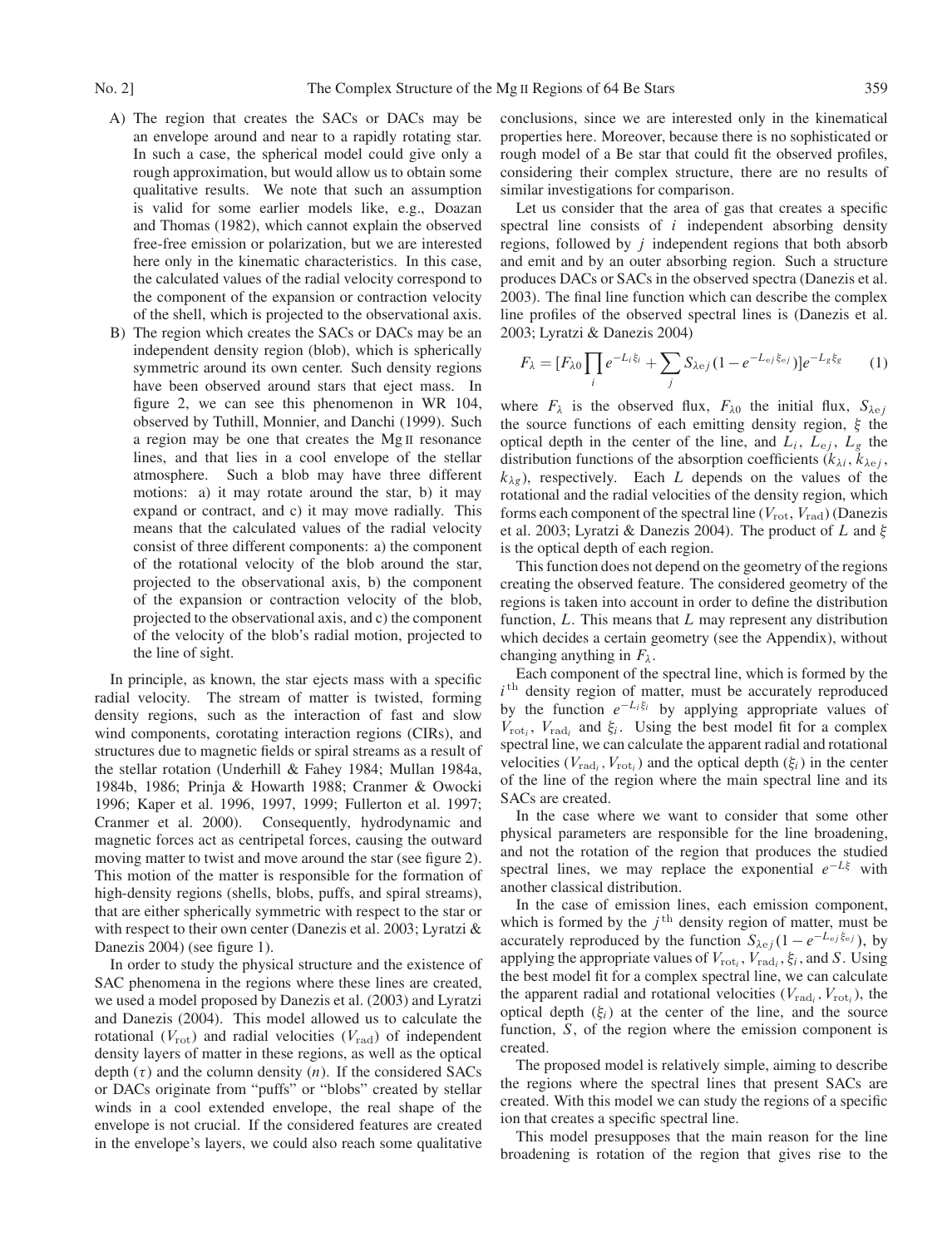A) The region that creates the SACs or DACs may be an envelope around and near to a rapidly rotating star. In such a case, the spherical model could give only a rough approximation, but would allow us to obtain some qualitative results. We note that such an assumption is valid for some earlier models like, e.g., Doazan and Thomas (1982), which cannot explain the observed free-free emission or polarization, but we are interested here only in the kinematic characteristics. In this case, the calculated values of the radial velocity correspond to the component of the expansion or contraction velocity of the shell, which is projected to the observational axis.

B) The region which creates the SACs or DACs may be an independent density region (blob), which is spherically symmetric around its own center. Such density regions have been observed around stars that eject mass. In figure 2, we can see this phenomenon in WR 104, observed by Tuthill, Monnier, and Danchi (1999). Such a region may be one that creates the Mg II resonance lines, and that lies in a cool envelope of the stellar atmosphere. Such a blob may have three different motions: a) it may rotate around the star, b) it may expand or contract, and c) it may move radially. This means that the calculated values of the radial velocity consist of three different components: a) the component of the rotational velocity of the blob around the star, projected to the observational axis, b) the component of the expansion or contraction velocity of the blob, projected to the observational axis, and c) the component of the velocity of the blob's radial motion, projected to the line of sight.

In principle, as known, the star ejects mass with a specific radial velocity. The stream of matter is twisted, forming density regions, such as the interaction of fast and slow wind components, corotating interaction regions (CIRs), and structures due to magnetic fields or spiral streams as a result of the stellar rotation (Underhill & Fahey 1984; Mullan 1984a, 1984b, 1986; Prinja & Howarth 1988; Cranmer & Owocki 1996; Kaper et al. 1996, 1997, 1999; Fullerton et al. 1997; Cranmer et al. 2000). Consequently, hydrodynamic and magnetic forces act as centripetal forces, causing the outward moving matter to twist and move around the star (see figure 2). This motion of the matter is responsible for the formation of high-density regions (shells, blobs, puffs, and spiral streams), that are either spherically symmetric with respect to the star or with respect to their own center (Danezis et al. 2003; Lyratzi & Danezis 2004) (see figure 1).

In order to study the physical structure and the existence of SAC phenomena in the regions where these lines are created, we used a model proposed by Danezis et al. (2003) and Lyratzi and Danezis (2004). This model allowed us to calculate the rotational ($V_{\rm rot}$) and radial velocities ($V_{\rm rad}$) of independent density layers of matter in these regions, as well as the optical depth ($\tau$) and the column density ($n$). If the considered SACs or DACs originate from "puffs" or "blobs" created by stellar winds in a cool extended envelope, the real shape of the envelope is not crucial. If the considered features are created in the envelope's layers, we could also reach some qualitative conclusions, since we are interested only in the kinematical properties here. Moreover, because there is no sophisticated or rough model of a Be star that could fit the observed profiles, considering their complex structure, there are no results of similar investigations for comparison.

Let us consider that the area of gas that creates a specific spectral line consists of $i$ independent absorbing density regions, followed by $j$ independent regions that both absorb and emit and by an outer absorbing region. Such a structure produces DACs or SACs in the observed spectra (Danezis et al. 2003). The final line function which can describe the complex line profiles of the observed spectral lines is (Danezis et al. 2003; Lyratzi & Danezis 2004)

$$F_{\lambda} = [F_{\lambda 0} \prod_{i} e^{-L_i \xi_i} + \sum_{j} S_{\lambda e j}(1 - e^{-L_{ej}\xi_{ej}})] e^{-L_g \xi_g} \qquad (1)$$

where $F_{\lambda}$ is the observed flux, $F_{\lambda 0}$ the initial flux, $S_{\lambda e j}$ the source functions of each emitting density region, $\xi$ the optical depth in the center of the line, and $L_i$, $L_{\rm ej}$, $L_g$ the distribution functions of the absorption coefficients ($k_{\lambda i}$, $k_{\lambda e j}$, $k_{\lambda g}$), respectively. Each $L$ depends on the values of the rotational and the radial velocities of the density region, which forms each component of the spectral line ($V_{\rm rot}$, $V_{\rm rad}$) (Danezis et al. 2003; Lyratzi & Danezis 2004). The product of $L$ and $\xi$ is the optical depth of each region.

This function does not depend on the geometry of the regions creating the observed feature. The considered geometry of the regions is taken into account in order to define the distribution function, $L$. This means that $L$ may represent any distribution which decides a certain geometry (see the Appendix), without changing anything in $F_{\lambda}$.

Each component of the spectral line, which is formed by the $i^{\rm th}$ density region of matter, must be accurately reproduced by the function $e^{-L_i \xi_i}$ by applying appropriate values of $V_{{\rm rot}_i}$, $V_{{\rm rad}_i}$ and $\xi_i$. Using the best model fit for a complex spectral line, we can calculate the apparent radial and rotational velocities ($V_{{\rm rad}_i}, V_{{\rm rot}_i}$) and the optical depth ($\xi_i$) in the center of the line of the region where the main spectral line and its SACs are created.

In the case where we want to consider that some other physical parameters are responsible for the line broadening, and not the rotation of the region that produces the studied spectral lines, we may replace the exponential $e^{-L\xi}$ with another classical distribution.

In the case of emission lines, each emission component, which is formed by the $j^{\rm th}$ density region of matter, must be accurately reproduced by the function $S_{\lambda e j}(1 - e^{-L_{ej}\xi_{ej}})$, by applying the appropriate values of $V_{{\rm rot}_i}$, $V_{{\rm rad}_i}$, $\xi_i$, and $S$. Using the best model fit for a complex spectral line, we can calculate the apparent radial and rotational velocities ($V_{{\rm rad}_i}, V_{{\rm rot}_i}$), the optical depth ($\xi_i$) at the center of the line, and the source function, $S$, of the region where the emission component is created.

The proposed model is relatively simple, aiming to describe the regions where the spectral lines that present SACs are created. With this model we can study the regions of a specific ion that creates a specific spectral line.

This model presupposes that the main reason for the line broadening is rotation of the region that gives rise to the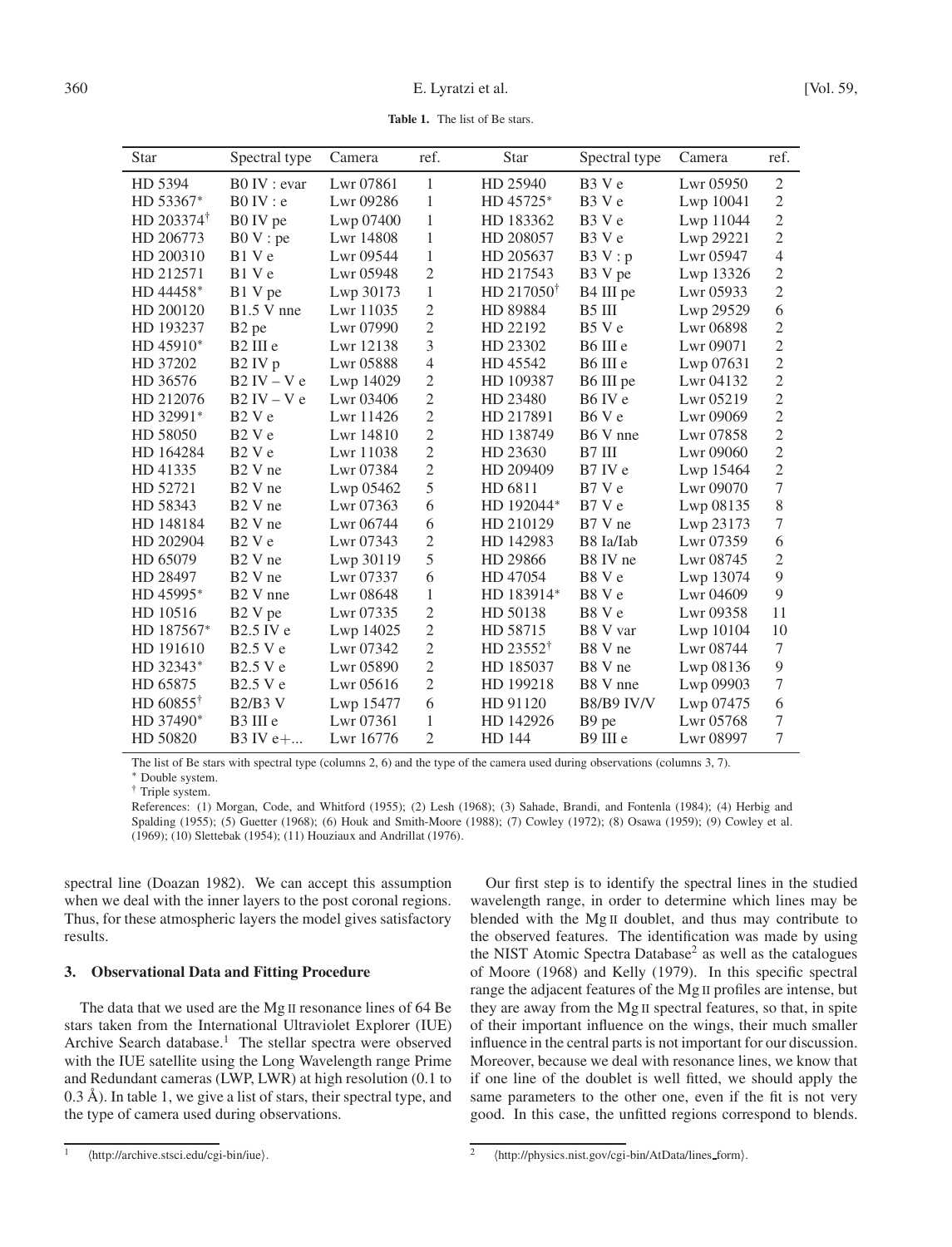**Table 1.** The list of Be stars.

| Star | Spectral type | Camera | ref. | Star | Spectral type | Camera | ref. |
|---|---|---|---|---|---|---|---|
| HD 5394 | B0 IV : evar | Lwr 07861 | 1 | HD 25940 | B3 V e | Lwr 05950 | 2 |
| HD 53367* | B0 IV : e | Lwr 09286 | 1 | HD 45725* | B3 V e | Lwp 10041 | 2 |
| HD 203374† | B0 IV pe | Lwp 07400 | 1 | HD 183362 | B3 V e | Lwp 11044 | 2 |
| HD 206773 | B0 V : pe | Lwr 14808 | 1 | HD 208057 | B3 V e | Lwp 29221 | 2 |
| HD 200310 | B1 V e | Lwr 09544 | 1 | HD 205637 | B3 V : p | Lwr 05947 | 4 |
| HD 212571 | B1 V e | Lwr 05948 | 2 | HD 217543 | B3 V pe | Lwp 13326 | 2 |
| HD 44458* | B1 V pe | Lwp 30173 | 1 | HD 217050† | B4 III pe | Lwr 05933 | 2 |
| HD 200120 | B1.5 V nne | Lwr 11035 | 2 | HD 89884 | B5 III | Lwp 29529 | 6 |
| HD 193237 | B2 pe | Lwr 07990 | 2 | HD 22192 | B5 V e | Lwr 06898 | 2 |
| HD 45910* | B2 III e | Lwr 12138 | 3 | HD 23302 | B6 III e | Lwr 09071 | 2 |
| HD 37202 | B2 IV p | Lwr 05888 | 4 | HD 45542 | B6 III e | Lwp 07631 | 2 |
| HD 36576 | B2 IV – V e | Lwp 14029 | 2 | HD 109387 | B6 III pe | Lwr 04132 | 2 |
| HD 212076 | B2 IV – V e | Lwr 03406 | 2 | HD 23480 | B6 IV e | Lwr 05219 | 2 |
| HD 32991* | B2 V e | Lwr 11426 | 2 | HD 217891 | B6 V e | Lwr 09069 | 2 |
| HD 58050 | B2 V e | Lwr 14810 | 2 | HD 138749 | B6 V nne | Lwr 07858 | 2 |
| HD 164284 | B2 V e | Lwr 11038 | 2 | HD 23630 | B7 III | Lwr 09060 | 2 |
| HD 41335 | B2 V ne | Lwr 07384 | 2 | HD 209409 | B7 IV e | Lwp 15464 | 2 |
| HD 52721 | B2 V ne | Lwp 05462 | 5 | HD 6811 | B7 V e | Lwr 09070 | 7 |
| HD 58343 | B2 V ne | Lwr 07363 | 6 | HD 192044* | B7 V e | Lwp 08135 | 8 |
| HD 148184 | B2 V ne | Lwr 06744 | 6 | HD 210129 | B7 V ne | Lwp 23173 | 7 |
| HD 202904 | B2 V e | Lwr 07343 | 2 | HD 142983 | B8 Ia/Iab | Lwr 07359 | 6 |
| HD 65079 | B2 V ne | Lwp 30119 | 5 | HD 29866 | B8 IV ne | Lwr 08745 | 2 |
| HD 28497 | B2 V ne | Lwr 07337 | 6 | HD 47054 | B8 V e | Lwp 13074 | 9 |
| HD 45995* | B2 V nne | Lwr 08648 | 1 | HD 183914* | B8 V e | Lwr 04609 | 9 |
| HD 10516 | B2 V pe | Lwr 07335 | 2 | HD 50138 | B8 V e | Lwr 09358 | 11 |
| HD 187567* | B2.5 IV e | Lwp 14025 | 2 | HD 58715 | B8 V var | Lwp 10104 | 10 |
| HD 191610 | B2.5 V e | Lwr 07342 | 2 | HD 23552† | B8 V ne | Lwr 08744 | 7 |
| HD 32343* | B2.5 V e | Lwr 05890 | 2 | HD 185037 | B8 V ne | Lwp 08136 | 9 |
| HD 65875 | B2.5 V e | Lwr 05616 | 2 | HD 199218 | B8 V nne | Lwp 09903 | 7 |
| HD 60855† | B2/B3 V | Lwp 15477 | 6 | HD 91120 | B8/B9 IV/V | Lwp 07475 | 6 |
| HD 37490* | B3 III e | Lwr 07361 | 1 | HD 142926 | B9 pe | Lwr 05768 | 7 |
| HD 50820 | B3 IV e+... | Lwr 16776 | 2 | HD 144 | B9 III e | Lwr 08997 | 7 |

The list of Be stars with spectral type (columns 2, 6) and the type of the camera used during observations (columns 3, 7).

* Double system.

† Triple system.

References: (1) Morgan, Code, and Whitford (1955); (2) Lesh (1968); (3) Sahade, Brandi, and Fontenla (1984); (4) Herbig and Spalding (1955); (5) Guetter (1968); (6) Houk and Smith-Moore (1988); (7) Cowley (1972); (8) Osawa (1959); (9) Cowley et al. (1969); (10) Slettebak (1954); (11) Houziaux and Andrillat (1976).

spectral line (Doazan 1982). We can accept this assumption when we deal with the inner layers to the post coronal regions. Thus, for these atmospheric layers the model gives satisfactory results.

### 3. Observational Data and Fitting Procedure

The data that we used are the Mg II resonance lines of 64 Be stars taken from the International Ultraviolet Explorer (IUE) Archive Search database.[1] The stellar spectra were observed with the IUE satellite using the Long Wavelength range Prime and Redundant cameras (LWP, LWR) at high resolution (0.1 to 0.3 Å). In table 1, we give a list of stars, their spectral type, and the type of camera used during observations.

Our first step is to identify the spectral lines in the studied wavelength range, in order to determine which lines may be blended with the Mg II doublet, and thus may contribute to the observed features. The identification was made by using the NIST Atomic Spectra Database[2] as well as the catalogues of Moore (1968) and Kelly (1979). In this specific spectral range the adjacent features of the Mg II profiles are intense, but they are away from the Mg II spectral features, so that, in spite of their important influence on the wings, their much smaller influence in the central parts is not important for our discussion. Moreover, because we deal with resonance lines, we know that if one line of the doublet is well fitted, we should apply the same parameters to the other one, even if the fit is not very good. In this case, the unfitted regions correspond to blends.

[1] ⟨http://archive.stsci.edu/cgi-bin/iue⟩.

[2] ⟨http://physics.nist.gov/cgi-bin/AtData/lines_form⟩.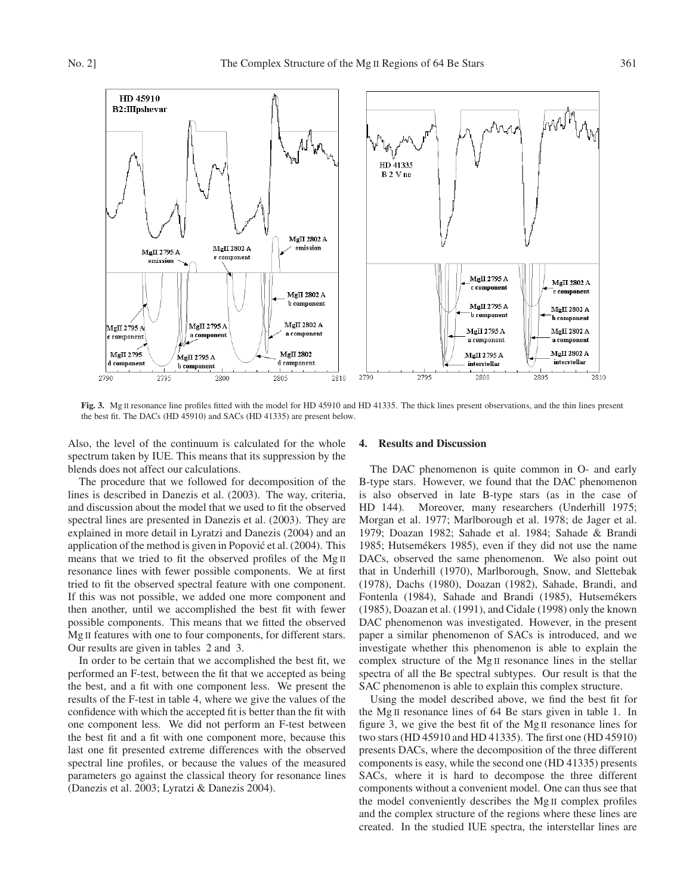Fig. 3. Mg II resonance line profiles fitted with the model for HD 45910 and HD 41335. The thick lines present observations, and the thin lines present the best fit. The DACs (HD 45910) and SACs (HD 41335) are present below.

Also, the level of the continuum is calculated for the whole spectrum taken by IUE. This means that its suppression by the blends does not affect our calculations.

The procedure that we followed for decomposition of the lines is described in Danezis et al. (2003). The way, criteria, and discussion about the model that we used to fit the observed spectral lines are presented in Danezis et al. (2003). They are explained in more detail in Lyratzi and Danezis (2004) and an application of the method is given in Popović et al. (2004). This means that we tried to fit the observed profiles of the Mg II resonance lines with fewer possible components. We at first tried to fit the observed spectral feature with one component. If this was not possible, we added one more component and then another, until we accomplished the best fit with fewer possible components. This means that we fitted the observed Mg II features with one to four components, for different stars. Our results are given in tables 2 and 3.

In order to be certain that we accomplished the best fit, we performed an F-test, between the fit that we accepted as being the best, and a fit with one component less. We present the results of the F-test in table 4, where we give the values of the confidence with which the accepted fit is better than the fit with one component less. We did not perform an F-test between the best fit and a fit with one component more, because this last one fit presented extreme differences with the observed spectral line profiles, or because the values of the measured parameters go against the classical theory for resonance lines (Danezis et al. 2003; Lyratzi & Danezis 2004).

## 4. Results and Discussion

The DAC phenomenon is quite common in O- and early B-type stars. However, we found that the DAC phenomenon is also observed in late B-type stars (as in the case of HD 144). Moreover, many researchers (Underhill 1975; Morgan et al. 1977; Marlborough et al. 1978; de Jager et al. 1979; Doazan 1982; Sahade et al. 1984; Sahade & Brandi 1985; Hutsemékers 1985), even if they did not use the name DACs, observed the same phenomenon. We also point out that in Underhill (1970), Marlborough, Snow, and Slettebak (1978), Dachs (1980), Doazan (1982), Sahade, Brandi, and Fontenla (1984), Sahade and Brandi (1985), Hutsemékers (1985), Doazan et al. (1991), and Cidale (1998) only the known DAC phenomenon was investigated. However, in the present paper a similar phenomenon of SACs is introduced, and we investigate whether this phenomenon is able to explain the complex structure of the Mg II resonance lines in the stellar spectra of all the Be spectral subtypes. Our result is that the SAC phenomenon is able to explain this complex structure.

Using the model described above, we find the best fit for the Mg II resonance lines of 64 Be stars given in table 1. In figure 3, we give the best fit of the Mg II resonance lines for two stars (HD 45910 and HD 41335). The first one (HD 45910) presents DACs, where the decomposition of the three different components is easy, while the second one (HD 41335) presents SACs, where it is hard to decompose the three different components without a convenient model. One can thus see that the model conveniently describes the Mg II complex profiles and the complex structure of the regions where these lines are created. In the studied IUE spectra, the interstellar lines are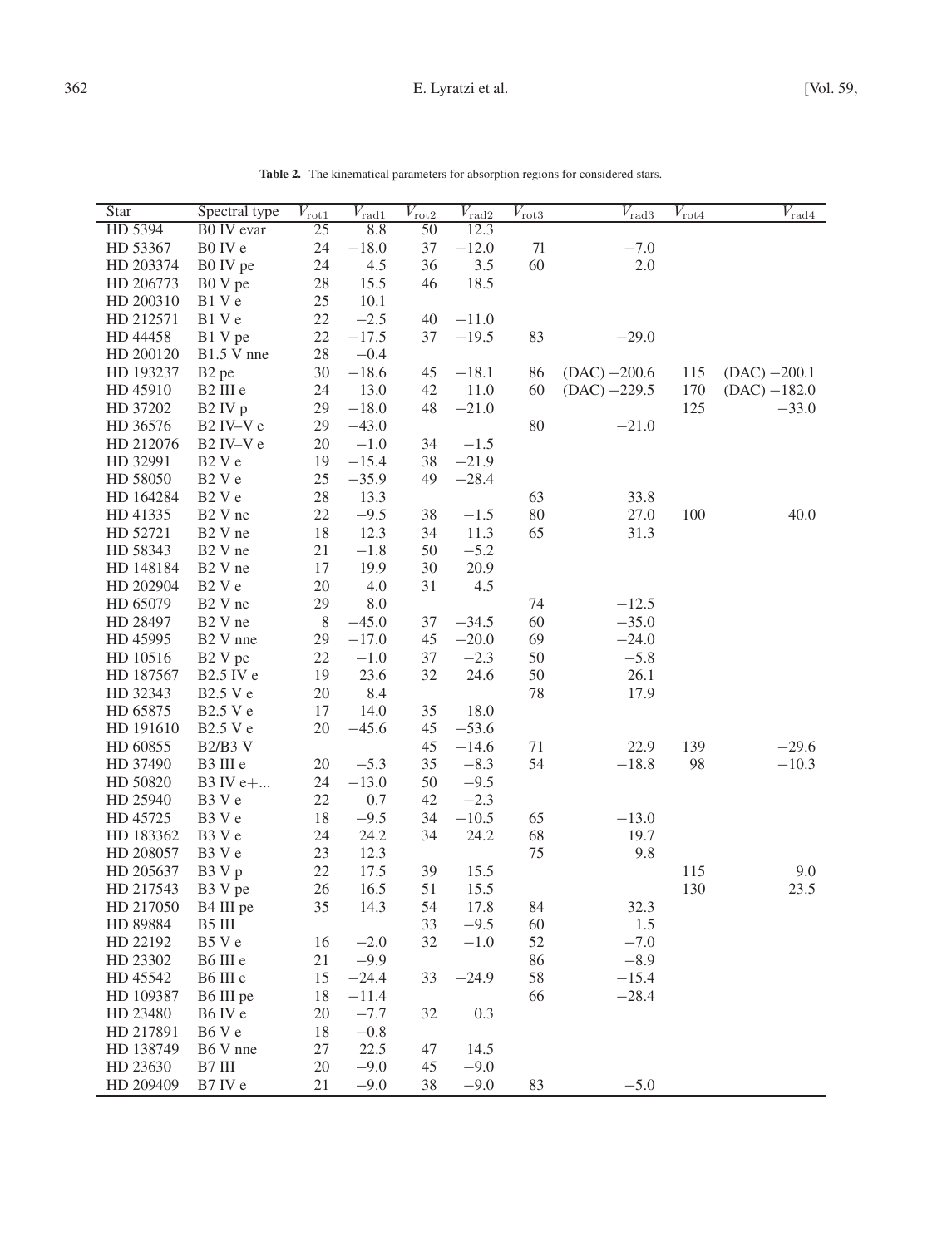**Table 2.** The kinematical parameters for absorption regions for considered stars.

| Star | Spectral type | $V_{\rm rot1}$ | $V_{\rm rad1}$ | $V_{\rm rot2}$ | $V_{\rm rad2}$ | $V_{\rm rot3}$ | $V_{\rm rad3}$ | $V_{\rm rot4}$ | $V_{\rm rad4}$ |
|---|---|---|---|---|---|---|---|---|---|
| HD 5394 | B0 IV evar | 25 | 8.8 | 50 | 12.3 | | | | |
| HD 53367 | B0 IV e | 24 | −18.0 | 37 | −12.0 | 71 | −7.0 | | |
| HD 203374 | B0 IV pe | 24 | 4.5 | 36 | 3.5 | 60 | 2.0 | | |
| HD 206773 | B0 V pe | 28 | 15.5 | 46 | 18.5 | | | | |
| HD 200310 | B1 V e | 25 | 10.1 | | | | | | |
| HD 212571 | B1 V e | 22 | −2.5 | 40 | −11.0 | | | | |
| HD 44458 | B1 V pe | 22 | −17.5 | 37 | −19.5 | 83 | −29.0 | | |
| HD 200120 | B1.5 V nne | 28 | −0.4 | | | | | | |
| HD 193237 | B2 pe | 30 | −18.6 | 45 | −18.1 | 86 | (DAC) −200.6 | 115 | (DAC) −200.1 |
| HD 45910 | B2 III e | 24 | 13.0 | 42 | 11.0 | 60 | (DAC) −229.5 | 170 | (DAC) −182.0 |
| HD 37202 | B2 IV p | 29 | −18.0 | 48 | −21.0 | | | 125 | −33.0 |
| HD 36576 | B2 IV–V e | 29 | −43.0 | | | 80 | −21.0 | | |
| HD 212076 | B2 IV–V e | 20 | −1.0 | 34 | −1.5 | | | | |
| HD 32991 | B2 V e | 19 | −15.4 | 38 | −21.9 | | | | |
| HD 58050 | B2 V e | 25 | −35.9 | 49 | −28.4 | | | | |
| HD 164284 | B2 V e | 28 | 13.3 | | | 63 | 33.8 | | |
| HD 41335 | B2 V ne | 22 | −9.5 | 38 | −1.5 | 80 | 27.0 | 100 | 40.0 |
| HD 52721 | B2 V ne | 18 | 12.3 | 34 | 11.3 | 65 | 31.3 | | |
| HD 58343 | B2 V ne | 21 | −1.8 | 50 | −5.2 | | | | |
| HD 148184 | B2 V ne | 17 | 19.9 | 30 | 20.9 | | | | |
| HD 202904 | B2 V e | 20 | 4.0 | 31 | 4.5 | | | | |
| HD 65079 | B2 V ne | 29 | 8.0 | | | 74 | −12.5 | | |
| HD 28497 | B2 V ne | 8 | −45.0 | 37 | −34.5 | 60 | −35.0 | | |
| HD 45995 | B2 V nne | 29 | −17.0 | 45 | −20.0 | 69 | −24.0 | | |
| HD 10516 | B2 V pe | 22 | −1.0 | 37 | −2.3 | 50 | −5.8 | | |
| HD 187567 | B2.5 IV e | 19 | 23.6 | 32 | 24.6 | 50 | 26.1 | | |
| HD 32343 | B2.5 V e | 20 | 8.4 | | | 78 | 17.9 | | |
| HD 65875 | B2.5 V e | 17 | 14.0 | 35 | 18.0 | | | | |
| HD 191610 | B2.5 V e | 20 | −45.6 | 45 | −53.6 | | | | |
| HD 60855 | B2/B3 V | | | 45 | −14.6 | 71 | 22.9 | 139 | −29.6 |
| HD 37490 | B3 III e | 20 | −5.3 | 35 | −8.3 | 54 | −18.8 | 98 | −10.3 |
| HD 50820 | B3 IV e+... | 24 | −13.0 | 50 | −9.5 | | | | |
| HD 25940 | B3 V e | 22 | 0.7 | 42 | −2.3 | | | | |
| HD 45725 | B3 V e | 18 | −9.5 | 34 | −10.5 | 65 | −13.0 | | |
| HD 183362 | B3 V e | 24 | 24.2 | 34 | 24.2 | 68 | 19.7 | | |
| HD 208057 | B3 V e | 23 | 12.3 | | | 75 | 9.8 | | |
| HD 205637 | B3 V p | 22 | 17.5 | 39 | 15.5 | | | 115 | 9.0 |
| HD 217543 | B3 V pe | 26 | 16.5 | 51 | 15.5 | | | 130 | 23.5 |
| HD 217050 | B4 III pe | 35 | 14.3 | 54 | 17.8 | 84 | 32.3 | | |
| HD 89884 | B5 III | | | 33 | −9.5 | 60 | 1.5 | | |
| HD 22192 | B5 V e | 16 | −2.0 | 32 | −1.0 | 52 | −7.0 | | |
| HD 23302 | B6 III e | 21 | −9.9 | | | 86 | −8.9 | | |
| HD 45542 | B6 III e | 15 | −24.4 | 33 | −24.9 | 58 | −15.4 | | |
| HD 109387 | B6 III pe | 18 | −11.4 | | | 66 | −28.4 | | |
| HD 23480 | B6 IV e | 20 | −7.7 | 32 | 0.3 | | | | |
| HD 217891 | B6 V e | 18 | −0.8 | | | | | | |
| HD 138749 | B6 V nne | 27 | 22.5 | 47 | 14.5 | | | | |
| HD 23630 | B7 III | 20 | −9.0 | 45 | −9.0 | | | | |
| HD 209409 | B7 IV e | 21 | −9.0 | 38 | −9.0 | 83 | −5.0 | | |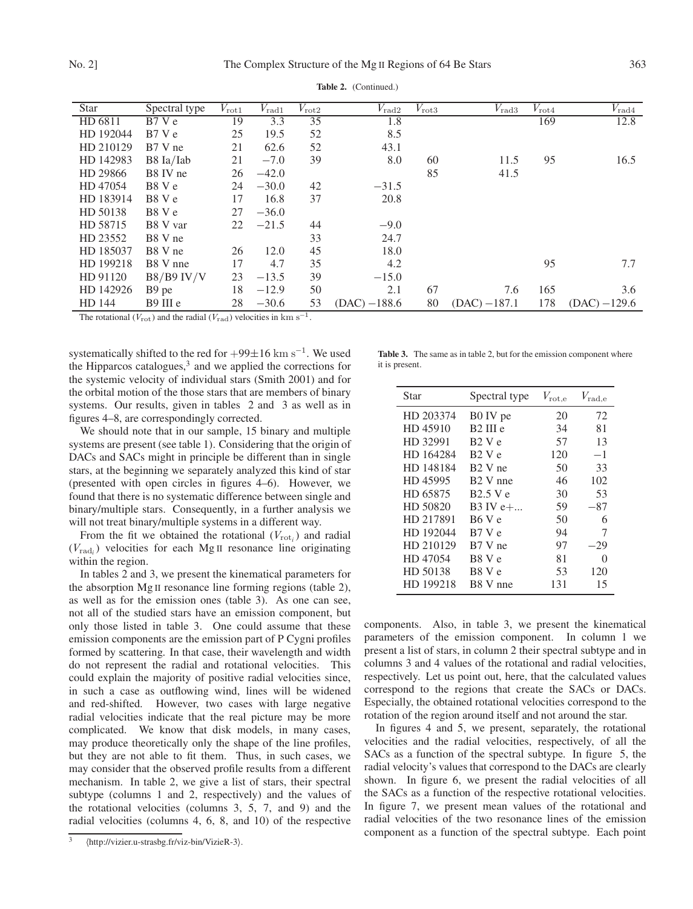**Table 2.** (Continued.)

| Star | Spectral type | $V_{\rm rot1}$ | $V_{\rm rad1}$ | $V_{\rm rot2}$ | $V_{\rm rad2}$ | $V_{\rm rot3}$ | $V_{\rm rad3}$ | $V_{\rm rot4}$ | $V_{\rm rad4}$ |
|---|---|---|---|---|---|---|---|---|---|
| HD 6811 | B7 V e | 19 | 3.3 | 35 | 1.8 | | | 169 | 12.8 |
| HD 192044 | B7 V e | 25 | 19.5 | 52 | 8.5 | | | | |
| HD 210129 | B7 V ne | 21 | 62.6 | 52 | 43.1 | | | | |
| HD 142983 | B8 Ia/Iab | 21 | −7.0 | 39 | 8.0 | 60 | 11.5 | 95 | 16.5 |
| HD 29866 | B8 IV ne | 26 | −42.0 | | | 85 | 41.5 | | |
| HD 47054 | B8 V e | 24 | −30.0 | 42 | −31.5 | | | | |
| HD 183914 | B8 V e | 17 | 16.8 | 37 | 20.8 | | | | |
| HD 50138 | B8 V e | 27 | −36.0 | | | | | | |
| HD 58715 | B8 V var | 22 | −21.5 | 44 | −9.0 | | | | |
| HD 23552 | B8 V ne | | | 33 | 24.7 | | | | |
| HD 185037 | B8 V ne | 26 | 12.0 | 45 | 18.0 | | | | |
| HD 199218 | B8 V nne | 17 | 4.7 | 35 | 4.2 | | | 95 | 7.7 |
| HD 91120 | B8/B9 IV/V | 23 | −13.5 | 39 | −15.0 | | | | |
| HD 142926 | B9 pe | 18 | −12.9 | 50 | 2.1 | 67 | 7.6 | 165 | 3.6 |
| HD 144 | B9 III e | 28 | −30.6 | 53 | (DAC) −188.6 | 80 | (DAC) −187.1 | 178 | (DAC) −129.6 |

The rotational ($V_{\rm rot}$) and the radial ($V_{\rm rad}$) velocities in $\rm km\ s^{-1}$.

systematically shifted to the red for $+99 \pm 16\ \rm km\ s^{-1}$. We used the Hipparcos catalogues,[3] and we applied the corrections for the systemic velocity of individual stars (Smith 2001) and for the orbital motion of the those stars that are members of binary systems. Our results, given in tables 2 and 3 as well as in figures 4–8, are correspondingly corrected.

We should note that in our sample, 15 binary and multiple systems are present (see table 1). Considering that the origin of DACs and SACs might in principle be different than in single stars, at the beginning we separately analyzed this kind of star (presented with open circles in figures 4–6). However, we found that there is no systematic difference between single and binary/multiple stars. Consequently, in a further analysis we will not treat binary/multiple systems in a different way.

From the fit we obtained the rotational ($V_{{\rm rot}_i}$) and radial ($V_{{\rm rad}_i}$) velocities for each Mg II resonance line originating within the region.

In tables 2 and 3, we present the kinematical parameters for the absorption Mg II resonance line forming regions (table 2), as well as for the emission ones (table 3). As one can see, not all of the studied stars have an emission component, but only those listed in table 3. One could assume that these emission components are the emission part of P Cygni profiles formed by scattering. In that case, their wavelength and width do not represent the radial and rotational velocities. This could explain the majority of positive radial velocities since, in such a case as outflowing wind, lines will be widened and red-shifted. However, two cases with large negative radial velocities indicate that the real picture may be more complicated. We know that disk models, in many cases, may produce theoretically only the shape of the line profiles, but they are not able to fit them. Thus, in such cases, we may consider that the observed profile results from a different mechanism. In table 2, we give a list of stars, their spectral subtype (columns 1 and 2, respectively) and the values of the rotational velocities (columns 3, 5, 7, and 9) and the radial velocities (columns 4, 6, 8, and 10) of the respective components. Also, in table 3, we present the kinematical parameters of the emission component. In column 1 we present a list of stars, in column 2 their spectral subtype and in columns 3 and 4 values of the rotational and radial velocities, respectively. Let us point out, here, that the calculated values correspond to the regions that create the SACs or DACs. Especially, the obtained rotational velocities correspond to the rotation of the region around itself and not around the star.

**Table 3.** The same as in table 2, but for the emission component where it is present.

| Star | Spectral type | $V_{\rm rot,e}$ | $V_{\rm rad,e}$ |
|---|---|---|---|
| HD 203374 | B0 IV pe | 20 | 72 |
| HD 45910 | B2 III e | 34 | 81 |
| HD 32991 | B2 V e | 57 | 13 |
| HD 164284 | B2 V e | 120 | −1 |
| HD 148184 | B2 V ne | 50 | 33 |
| HD 45995 | B2 V nne | 46 | 102 |
| HD 65875 | B2.5 V e | 30 | 53 |
| HD 50820 | B3 IV e+... | 59 | −87 |
| HD 217891 | B6 V e | 50 | 6 |
| HD 192044 | B7 V e | 94 | 7 |
| HD 210129 | B7 V ne | 97 | −29 |
| HD 47054 | B8 V e | 81 | 0 |
| HD 50138 | B8 V e | 53 | 120 |
| HD 199218 | B8 V nne | 131 | 15 |

In figures 4 and 5, we present, separately, the rotational velocities and the radial velocities, respectively, of all the SACs as a function of the spectral subtype. In figure 5, the radial velocity's values that correspond to the DACs are clearly shown. In figure 6, we present the radial velocities of all the SACs as a function of the respective rotational velocities. In figure 7, we present mean values of the rotational and radial velocities of the two resonance lines of the emission component as a function of the spectral subtype. Each point

[3] ⟨http://vizier.u-strasbg.fr/viz-bin/VizieR-3⟩.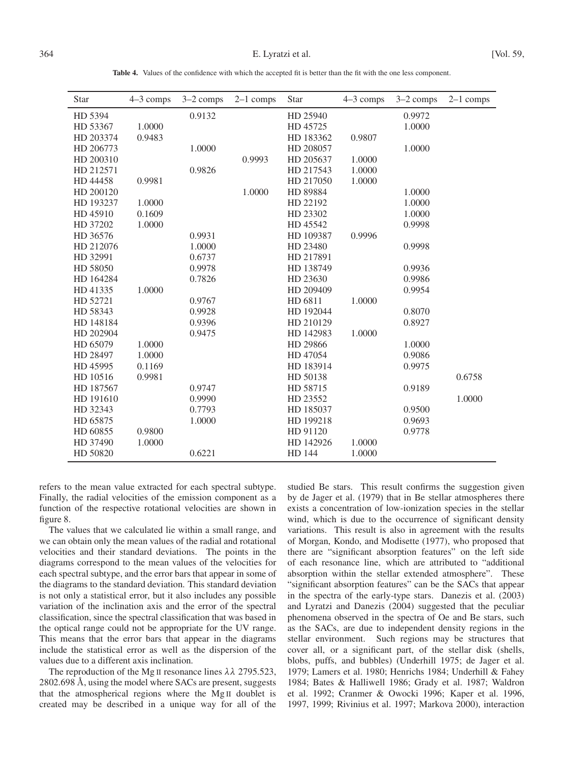**Table 4.** Values of the confidence with which the accepted fit is better than the fit with the one less component.

| Star | 4–3 comps | 3–2 comps | 2–1 comps | Star | 4–3 comps | 3–2 comps | 2–1 comps |
|---|---|---|---|---|---|---|---|
| HD 5394 | | 0.9132 | | HD 25940 | | 0.9972 | |
| HD 53367 | 1.0000 | | | HD 45725 | | 1.0000 | |
| HD 203374 | 0.9483 | | | HD 183362 | 0.9807 | | |
| HD 206773 | | 1.0000 | | HD 208057 | | 1.0000 | |
| HD 200310 | | | 0.9993 | HD 205637 | 1.0000 | | |
| HD 212571 | | 0.9826 | | HD 217543 | 1.0000 | | |
| HD 44458 | 0.9981 | | | HD 217050 | 1.0000 | | |
| HD 200120 | | | 1.0000 | HD 89884 | | 1.0000 | |
| HD 193237 | 1.0000 | | | HD 22192 | | 1.0000 | |
| HD 45910 | 0.1609 | | | HD 23302 | | 1.0000 | |
| HD 37202 | 1.0000 | | | HD 45542 | | 0.9998 | |
| HD 36576 | | 0.9931 | | HD 109387 | 0.9996 | | |
| HD 212076 | | 1.0000 | | HD 23480 | | 0.9998 | |
| HD 32991 | | 0.6737 | | HD 217891 | | | |
| HD 58050 | | 0.9978 | | HD 138749 | | 0.9936 | |
| HD 164284 | | 0.7826 | | HD 23630 | | 0.9986 | |
| HD 41335 | 1.0000 | | | HD 209409 | | 0.9954 | |
| HD 52721 | | 0.9767 | | HD 6811 | 1.0000 | | |
| HD 58343 | | 0.9928 | | HD 192044 | | 0.8070 | |
| HD 148184 | | 0.9396 | | HD 210129 | | 0.8927 | |
| HD 202904 | | 0.9475 | | HD 142983 | 1.0000 | | |
| HD 65079 | 1.0000 | | | HD 29866 | | 1.0000 | |
| HD 28497 | 1.0000 | | | HD 47054 | | 0.9086 | |
| HD 45995 | 0.1169 | | | HD 183914 | | 0.9975 | |
| HD 10516 | 0.9981 | | | HD 50138 | | | 0.6758 |
| HD 187567 | | 0.9747 | | HD 58715 | | 0.9189 | |
| HD 191610 | | 0.9990 | | HD 23552 | | | 1.0000 |
| HD 32343 | | 0.7793 | | HD 185037 | | 0.9500 | |
| HD 65875 | | 1.0000 | | HD 199218 | | 0.9693 | |
| HD 60855 | 0.9800 | | | HD 91120 | | 0.9778 | |
| HD 37490 | 1.0000 | | | HD 142926 | 1.0000 | | |
| HD 50820 | | 0.6221 | | HD 144 | 1.0000 | | |

refers to the mean value extracted for each spectral subtype. Finally, the radial velocities of the emission component as a function of the respective rotational velocities are shown in figure 8.

The values that we calculated lie within a small range, and we can obtain only the mean values of the radial and rotational velocities and their standard deviations. The points in the diagrams correspond to the mean values of the velocities for each spectral subtype, and the error bars that appear in some of the diagrams to the standard deviation. This standard deviation is not only a statistical error, but it also includes any possible variation of the inclination axis and the error of the spectral classification, since the spectral classification that was based in the optical range could not be appropriate for the UV range. This means that the error bars that appear in the diagrams include the statistical error as well as the dispersion of the values due to a different axis inclination.

The reproduction of the Mg II resonance lines $\lambda\lambda$ 2795.523, 2802.698 Å, using the model where SACs are present, suggests that the atmospherical regions where the Mg II doublet is created may be described in a unique way for all of the studied Be stars. This result confirms the suggestion given by de Jager et al. (1979) that in Be stellar atmospheres there exists a concentration of low-ionization species in the stellar wind, which is due to the occurrence of significant density variations. This result is also in agreement with the results of Morgan, Kondo, and Modisette (1977), who proposed that there are "significant absorption features" on the left side of each resonance line, which are attributed to "additional absorption within the stellar extended atmosphere". These "significant absorption features" can be the SACs that appear in the spectra of the early-type stars. Danezis et al. (2003) and Lyratzi and Danezis (2004) suggested that the peculiar phenomena observed in the spectra of Oe and Be stars, such as the SACs, are due to independent density regions in the stellar environment. Such regions may be structures that cover all, or a significant part, of the stellar disk (shells, blobs, puffs, and bubbles) (Underhill 1975; de Jager et al. 1979; Lamers et al. 1980; Henrichs 1984; Underhill & Fahey 1984; Bates & Halliwell 1986; Grady et al. 1987; Waldron et al. 1992; Cranmer & Owocki 1996; Kaper et al. 1996, 1997, 1999; Rivinius et al. 1997; Markova 2000), interaction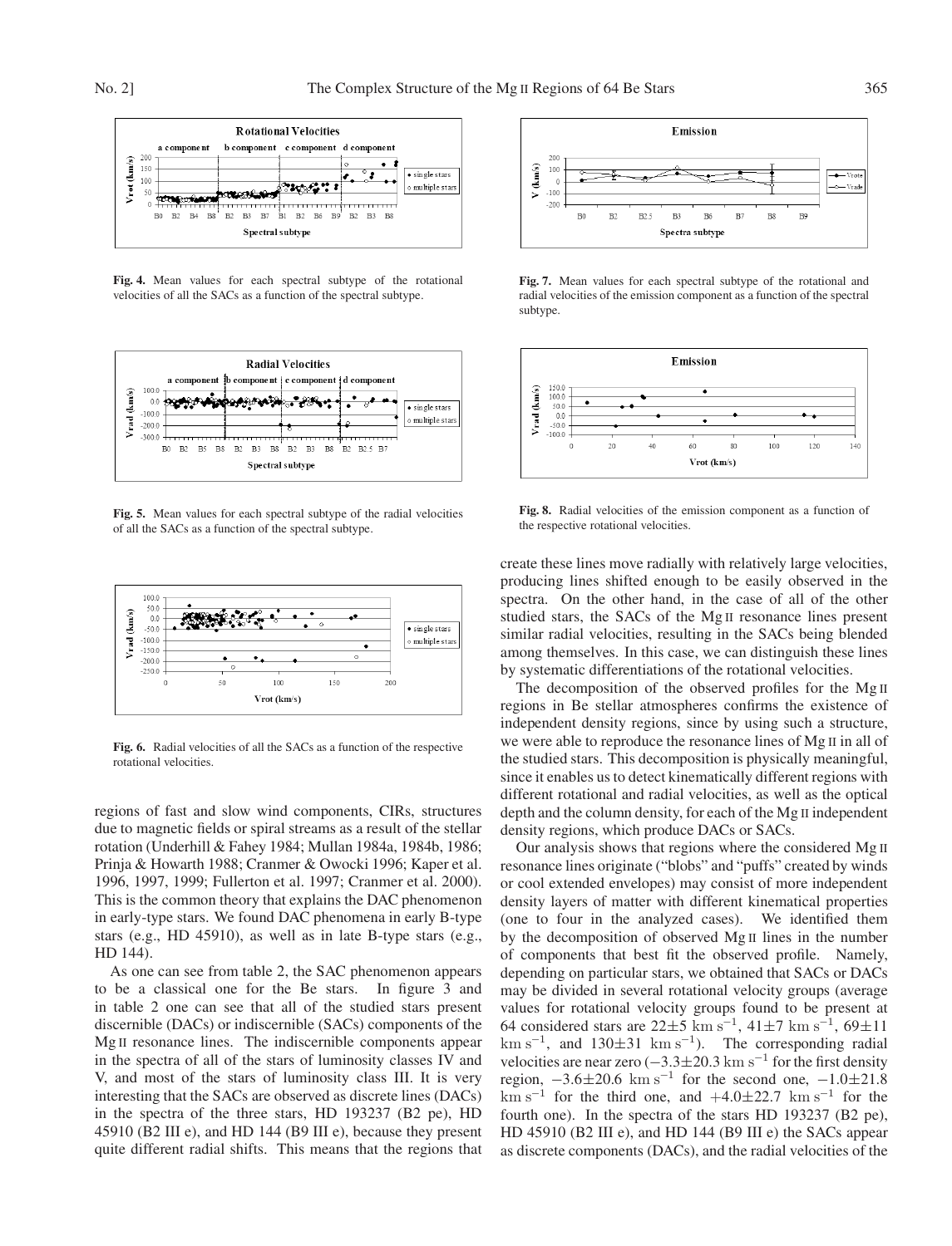Fig. 4. Mean values for each spectral subtype of the rotational velocities of all the SACs as a function of the spectral subtype.

Fig. 5. Mean values for each spectral subtype of the radial velocities of all the SACs as a function of the spectral subtype.

Fig. 6. Radial velocities of all the SACs as a function of the respective rotational velocities.

regions of fast and slow wind components, CIRs, structures due to magnetic fields or spiral streams as a result of the stellar rotation (Underhill & Fahey 1984; Mullan 1984a, 1984b, 1986; Prinja & Howarth 1988; Cranmer & Owocki 1996; Kaper et al. 1996, 1997, 1999; Fullerton et al. 1997; Cranmer et al. 2000). This is the common theory that explains the DAC phenomenon in early-type stars. We found DAC phenomena in early B-type stars (e.g., HD 45910), as well as in late B-type stars (e.g., HD 144).

As one can see from table 2, the SAC phenomenon appears to be a classical one for the Be stars. In figure 3 and in table 2 one can see that all of the studied stars present discernible (DACs) or indiscernible (SACs) components of the Mg II resonance lines. The indiscernible components appear in the spectra of all of the stars of luminosity classes IV and V, and most of the stars of luminosity class III. It is very interesting that the SACs are observed as discrete lines (DACs) in the spectra of the three stars, HD 193237 (B2 pe), HD 45910 (B2 III e), and HD 144 (B9 III e), because they present quite different radial shifts. This means that the regions that

Fig. 7. Mean values for each spectral subtype of the rotational and radial velocities of the emission component as a function of the spectral subtype.

Fig. 8. Radial velocities of the emission component as a function of the respective rotational velocities.

create these lines move radially with relatively large velocities, producing lines shifted enough to be easily observed in the spectra. On the other hand, in the case of all of the other studied stars, the SACs of the Mg II resonance lines present similar radial velocities, resulting in the SACs being blended among themselves. In this case, we can distinguish these lines by systematic differentiations of the rotational velocities.

The decomposition of the observed profiles for the Mg II regions in Be stellar atmospheres confirms the existence of independent density regions, since by using such a structure, we were able to reproduce the resonance lines of Mg II in all of the studied stars. This decomposition is physically meaningful, since it enables us to detect kinematically different regions with different rotational and radial velocities, as well as the optical depth and the column density, for each of the Mg II independent density regions, which produce DACs or SACs.

Our analysis shows that regions where the considered Mg II resonance lines originate ("blobs" and "puffs" created by winds or cool extended envelopes) may consist of more independent density layers of matter with different kinematical properties (one to four in the analyzed cases). We identified them by the decomposition of observed Mg II lines in the number of components that best fit the observed profile. Namely, depending on particular stars, we obtained that SACs or DACs may be divided in several rotational velocity groups (average values for rotational velocity groups found to be present at 64 considered stars are $22\pm5$ km s$^{-1}$, $41\pm7$ km s$^{-1}$, $69\pm11$ km s$^{-1}$, and $130\pm31$ km s$^{-1}$). The corresponding radial velocities are near zero ($-3.3\pm20.3$ km s$^{-1}$ for the first density region, $-3.6\pm20.6$ km s$^{-1}$ for the second one, $-1.0\pm21.8$ km s$^{-1}$ for the third one, and $+4.0\pm22.7$ km s$^{-1}$ for the fourth one). In the spectra of the stars HD 193237 (B2 pe), HD 45910 (B2 III e), and HD 144 (B9 III e) the SACs appear as discrete components (DACs), and the radial velocities of the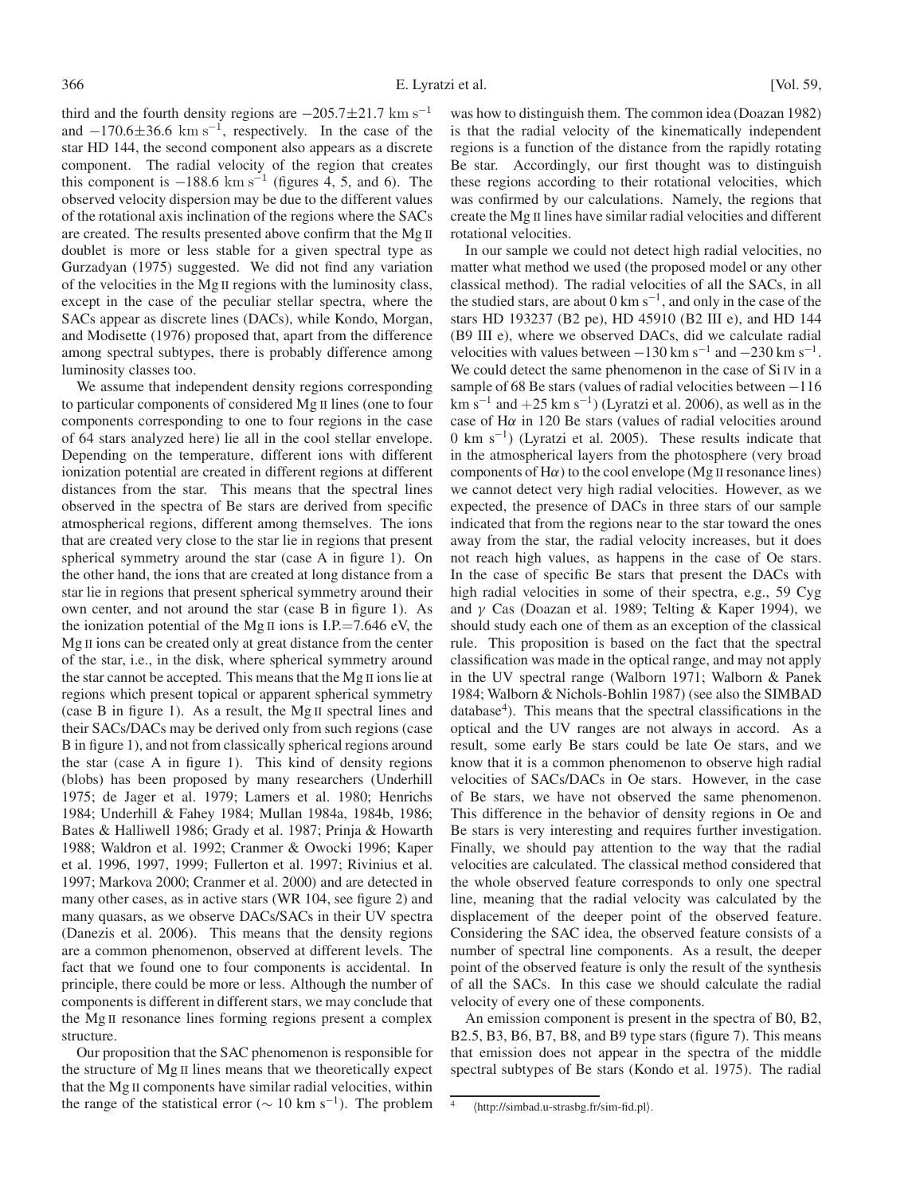third and the fourth density regions are $-205.7\pm21.7$ km s$^{-1}$ and $-170.6\pm36.6$ km s$^{-1}$, respectively. In the case of the star HD 144, the second component also appears as a discrete component. The radial velocity of the region that creates this component is $-188.6$ km s$^{-1}$ (figures 4, 5, and 6). The observed velocity dispersion may be due to the different values of the rotational axis inclination of the regions where the SACs are created. The results presented above confirm that the Mg II doublet is more or less stable for a given spectral type as Gurzadyan (1975) suggested. We did not find any variation of the velocities in the Mg II regions with the luminosity class, except in the case of the peculiar stellar spectra, where the SACs appear as discrete lines (DACs), while Kondo, Morgan, and Modisette (1976) proposed that, apart from the difference among spectral subtypes, there is probably difference among luminosity classes too.

We assume that independent density regions corresponding to particular components of considered Mg II lines (one to four components corresponding to one to four regions in the case of 64 stars analyzed here) lie all in the cool stellar envelope. Depending on the temperature, different ions with different ionization potential are created in different regions at different distances from the star. This means that the spectral lines observed in the spectra of Be stars are derived from specific atmospherical regions, different among themselves. The ions that are created very close to the star lie in regions that present spherical symmetry around the star (case A in figure 1). On the other hand, the ions that are created at long distance from a star lie in regions that present spherical symmetry around their own center, and not around the star (case B in figure 1). As the ionization potential of the Mg II ions is I.P.=7.646 eV, the Mg II ions can be created only at great distance from the center of the star, i.e., in the disk, where spherical symmetry around the star cannot be accepted. This means that the Mg II ions lie at regions which present topical or apparent spherical symmetry (case B in figure 1). As a result, the Mg II spectral lines and their SACs/DACs may be derived only from such regions (case B in figure 1), and not from classically spherical regions around the star (case A in figure 1). This kind of density regions (blobs) has been proposed by many researchers (Underhill 1975; de Jager et al. 1979; Lamers et al. 1980; Henrichs 1984; Underhill & Fahey 1984; Mullan 1984a, 1984b, 1986; Bates & Halliwell 1986; Grady et al. 1987; Prinja & Howarth 1988; Waldron et al. 1992; Cranmer & Owocki 1996; Kaper et al. 1996, 1997, 1999; Fullerton et al. 1997; Rivinius et al. 1997; Markova 2000; Cranmer et al. 2000) and are detected in many other cases, as in active stars (WR 104, see figure 2) and many quasars, as we observe DACs/SACs in their UV spectra (Danezis et al. 2006). This means that the density regions are a common phenomenon, observed at different levels. The fact that we found one to four components is accidental. In principle, there could be more or less. Although the number of components is different in different stars, we may conclude that the Mg II resonance lines forming regions present a complex structure.

Our proposition that the SAC phenomenon is responsible for the structure of Mg II lines means that we theoretically expect that the Mg II components have similar radial velocities, within the range of the statistical error ($\sim$ 10 km s$^{-1}$). The problem was how to distinguish them. The common idea (Doazan 1982) is that the radial velocity of the kinematically independent regions is a function of the distance from the rapidly rotating Be star. Accordingly, our first thought was to distinguish these regions according to their rotational velocities, which was confirmed by our calculations. Namely, the regions that create the Mg II lines have similar radial velocities and different rotational velocities.

In our sample we could not detect high radial velocities, no matter what method we used (the proposed model or any other classical method). The radial velocities of all the SACs, in all the studied stars, are about 0 km s$^{-1}$, and only in the case of the stars HD 193237 (B2 pe), HD 45910 (B2 III e), and HD 144 (B9 III e), where we observed DACs, did we calculate radial velocities with values between $-130$ km s$^{-1}$ and $-230$ km s$^{-1}$. We could detect the same phenomenon in the case of Si IV in a sample of 68 Be stars (values of radial velocities between $-116$ km s$^{-1}$ and $+25$ km s$^{-1}$) (Lyratzi et al. 2006), as well as in the case of H$\alpha$ in 120 Be stars (values of radial velocities around 0 km s$^{-1}$) (Lyratzi et al. 2005). These results indicate that in the atmospherical layers from the photosphere (very broad components of H$\alpha$) to the cool envelope (Mg II resonance lines) we cannot detect very high radial velocities. However, as we expected, the presence of DACs in three stars of our sample indicated that from the regions near to the star toward the ones away from the star, the radial velocity increases, but it does not reach high values, as happens in the case of Oe stars. In the case of specific Be stars that present the DACs with high radial velocities in some of their spectra, e.g., 59 Cyg and $\gamma$ Cas (Doazan et al. 1989; Telting & Kaper 1994), we should study each one of them as an exception of the classical rule. This proposition is based on the fact that the spectral classification was made in the optical range, and may not apply in the UV spectral range (Walborn 1971; Walborn & Panek 1984; Walborn & Nichols-Bohlin 1987) (see also the SIMBAD database[4]). This means that the spectral classifications in the optical and the UV ranges are not always in accord. As a result, some early Be stars could be late Oe stars, and we know that it is a common phenomenon to observe high radial velocities of SACs/DACs in Oe stars. However, in the case of Be stars, we have not observed the same phenomenon. This difference in the behavior of density regions in Oe and Be stars is very interesting and requires further investigation. Finally, we should pay attention to the way that the radial velocities are calculated. The classical method considered that the whole observed feature corresponds to only one spectral line, meaning that the radial velocity was calculated by the displacement of the deeper point of the observed feature. Considering the SAC idea, the observed feature consists of a number of spectral line components. As a result, the deeper point of the observed feature is only the result of the synthesis of all the SACs. In this case we should calculate the radial velocity of every one of these components.

An emission component is present in the spectra of B0, B2, B2.5, B3, B6, B7, B8, and B9 type stars (figure 7). This means that emission does not appear in the spectra of the middle spectral subtypes of Be stars (Kondo et al. 1975). The radial

[4] ⟨http://simbad.u-strasbg.fr/sim-fid.pl⟩.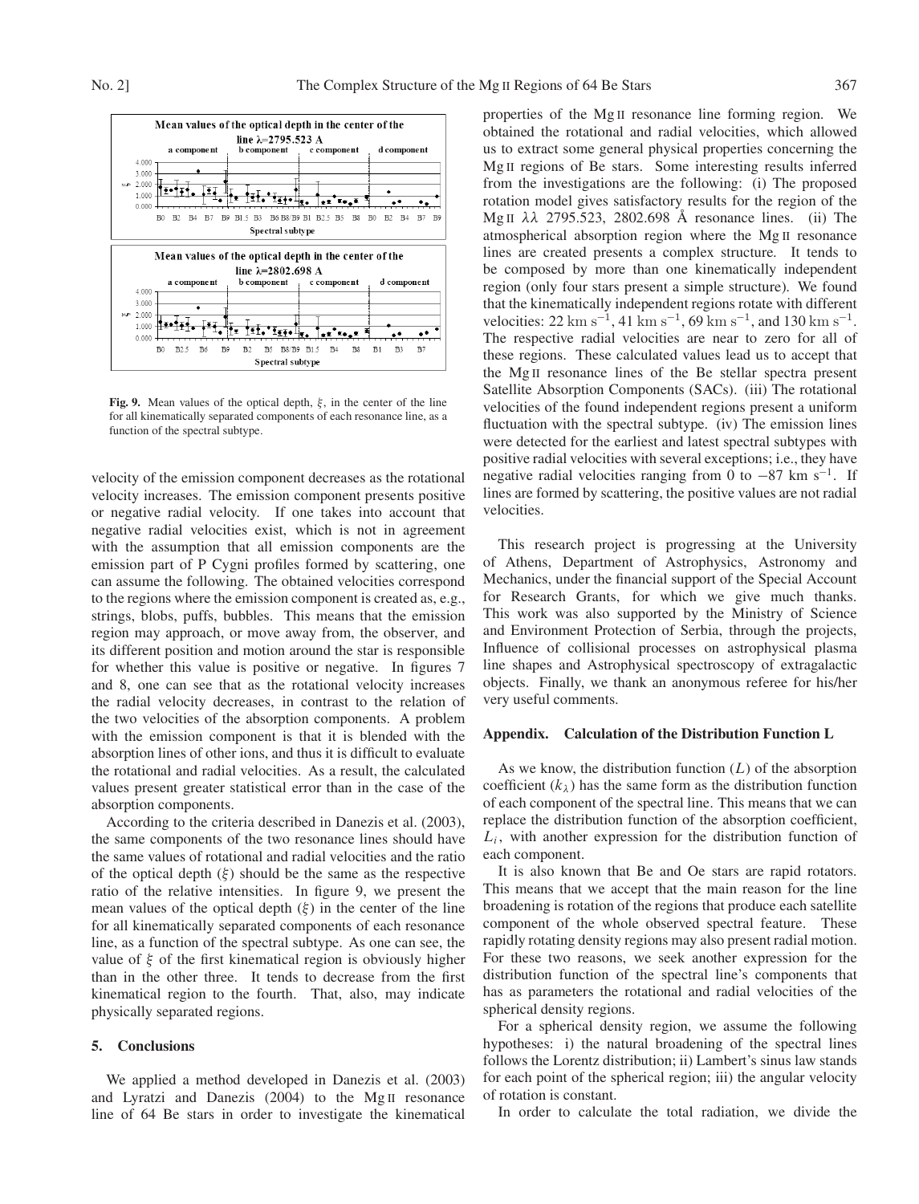Mean values of the optical depth in the center of the line λ=2795.523 A

a component | b component | c component | d component

4.000
3.000
2.000
1.000
0.000

B0 B2 B4 B7 B9 B1.5 B3 B6 B8 B9 B1 B2.5 B5 B8 B0 B2 B4 B7 B9

Spectral subtype

Mean values of the optical depth in the center of the line λ=2802.698 A

a component | b component | c component | d component

4.000
3.000
2.000
1.000
0.000

B0 B2.5 B6 B9 B2 B5 B8 B9 B1.5 B4 B8 B1 B3 B7

Spectral subtype

**Fig. 9.** Mean values of the optical depth, $\xi$, in the center of the line for all kinematically separated components of each resonance line, as a function of the spectral subtype.

velocity of the emission component decreases as the rotational velocity increases. The emission component presents positive or negative radial velocity. If one takes into account that negative radial velocities exist, which is not in agreement with the assumption that all emission components are the emission part of P Cygni profiles formed by scattering, one can assume the following. The obtained velocities correspond to the regions where the emission component is created as, e.g., strings, blobs, puffs, bubbles. This means that the emission region may approach, or move away from, the observer, and its different position and motion around the star is responsible for whether this value is positive or negative. In figures 7 and 8, one can see that as the rotational velocity increases the radial velocity decreases, in contrast to the relation of the two velocities of the absorption components. A problem with the emission component is that it is blended with the absorption lines of other ions, and thus it is difficult to evaluate the rotational and radial velocities. As a result, the calculated values present greater statistical error than in the case of the absorption components.

According to the criteria described in Danezis et al. (2003), the same components of the two resonance lines should have the same values of rotational and radial velocities and the ratio of the optical depth ($\xi$) should be the same as the respective ratio of the relative intensities. In figure 9, we present the mean values of the optical depth ($\xi$) in the center of the line for all kinematically separated components of each resonance line, as a function of the spectral subtype. As one can see, the value of $\xi$ of the first kinematical region is obviously higher than in the other three. It tends to decrease from the first kinematical region to the fourth. That, also, may indicate physically separated regions.

## 5. Conclusions

We applied a method developed in Danezis et al. (2003) and Lyratzi and Danezis (2004) to the Mg II resonance line of 64 Be stars in order to investigate the kinematical properties of the Mg II resonance line forming region. We obtained the rotational and radial velocities, which allowed us to extract some general physical properties concerning the Mg II regions of Be stars. Some interesting results inferred from the investigations are the following: (i) The proposed rotation model gives satisfactory results for the region of the Mg II $\lambda\lambda$ 2795.523, 2802.698 Å resonance lines. (ii) The atmospherical absorption region where the Mg II resonance lines are created presents a complex structure. It tends to be composed by more than one kinematically independent region (only four stars present a simple structure). We found that the kinematically independent regions rotate with different velocities: $22\ \mathrm{km\ s^{-1}}$, $41\ \mathrm{km\ s^{-1}}$, $69\ \mathrm{km\ s^{-1}}$, and $130\ \mathrm{km\ s^{-1}}$. The respective radial velocities are near to zero for all of these regions. These calculated values lead us to accept that the Mg II resonance lines of the Be stellar spectra present Satellite Absorption Components (SACs). (iii) The rotational velocities of the found independent regions present a uniform fluctuation with the spectral subtype. (iv) The emission lines were detected for the earliest and latest spectral subtypes with positive radial velocities with several exceptions; i.e., they have negative radial velocities ranging from 0 to $-87\ \mathrm{km\ s^{-1}}$. If lines are formed by scattering, the positive values are not radial velocities.

This research project is progressing at the University of Athens, Department of Astrophysics, Astronomy and Mechanics, under the financial support of the Special Account for Research Grants, for which we give much thanks. This work was also supported by the Ministry of Science and Environment Protection of Serbia, through the projects, Influence of collisional processes on astrophysical plasma line shapes and Astrophysical spectroscopy of extragalactic objects. Finally, we thank an anonymous referee for his/her very useful comments.

## Appendix. Calculation of the Distribution Function L

As we know, the distribution function ($L$) of the absorption coefficient ($k_\lambda$) has the same form as the distribution function of each component of the spectral line. This means that we can replace the distribution function of the absorption coefficient, $L_i$, with another expression for the distribution function of each component.

It is also known that Be and Oe stars are rapid rotators. This means that we accept that the main reason for the line broadening is rotation of the regions that produce each satellite component of the whole observed spectral feature. These rapidly rotating density regions may also present radial motion. For these two reasons, we seek another expression for the distribution function of the spectral line's components that has as parameters the rotational and radial velocities of the spherical density regions.

For a spherical density region, we assume the following hypotheses: i) the natural broadening of the spectral lines follows the Lorentz distribution; ii) Lambert's sinus law stands for each point of the spherical region; iii) the angular velocity of rotation is constant.

In order to calculate the total radiation, we divide the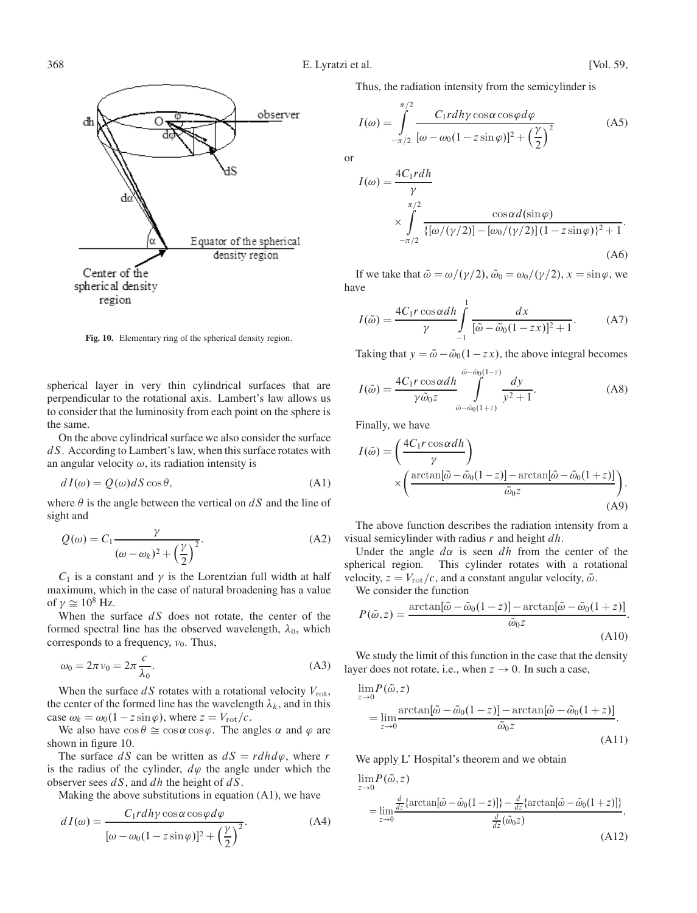Fig. 10. Elementary ring of the spherical density region.

spherical layer in very thin cylindrical surfaces that are perpendicular to the rotational axis. Lambert's law allows us to consider that the luminosity from each point on the sphere is the same.

On the above cylindrical surface we also consider the surface $dS$. According to Lambert's law, when this surface rotates with an angular velocity $\omega$, its radiation intensity is

$$dI(\omega) = Q(\omega)dS\cos\theta, \tag{A1}$$

where $\theta$ is the angle between the vertical on $dS$ and the line of sight and

$$Q(\omega) = C_1 \frac{\gamma}{(\omega - \omega_k)^2 + \left(\frac{\gamma}{2}\right)^2}. \tag{A2}$$

$C_1$ is a constant and $\gamma$ is the Lorentzian full width at half maximum, which in the case of natural broadening has a value of $\gamma \cong 10^8$ Hz.

When the surface $dS$ does not rotate, the center of the formed spectral line has the observed wavelength, $\lambda_0$, which corresponds to a frequency, $\nu_0$. Thus,

$$\omega_0 = 2\pi\nu_0 = 2\pi\frac{c}{\lambda_0}. \tag{A3}$$

When the surface $dS$ rotates with a rotational velocity $V_{\mathrm{rot}}$, the center of the formed line has the wavelength $\lambda_k$, and in this case $\omega_k = \omega_0(1 - z\sin\varphi)$, where $z = V_{\mathrm{rot}}/c$.

We also have $\cos\theta \cong \cos\alpha\cos\varphi$. The angles $\alpha$ and $\varphi$ are shown in figure 10.

The surface $dS$ can be written as $dS = rdhd\varphi$, where $r$ is the radius of the cylinder, $d\varphi$ the angle under which the observer sees $dS$, and $dh$ the height of $dS$.

Making the above substitutions in equation (A1), we have

$$dI(\omega) = \frac{C_1 r dh \gamma \cos\alpha\cos\varphi d\varphi}{[\omega - \omega_0(1 - z\sin\varphi)]^2 + \left(\frac{\gamma}{2}\right)^2}. \tag{A4}$$

Thus, the radiation intensity from the semicylinder is

$$I(\omega) = \int_{-\pi/2}^{\pi/2} \frac{C_1 r dh \gamma \cos\alpha\cos\varphi d\varphi}{[\omega - \omega_0(1 - z\sin\varphi)]^2 + \left(\frac{\gamma}{2}\right)^2} \tag{A5}$$

or

$$I(\omega) = \frac{4C_1 r dh}{\gamma} \times \int_{-\pi/2}^{\pi/2} \frac{\cos\alpha d(\sin\varphi)}{\{[\omega/(\gamma/2)] - [\omega_0/(\gamma/2)](1 - z\sin\varphi)\}^2 + 1}. \tag{A6}$$

If we take that $\tilde{\omega} = \omega/(\gamma/2)$, $\tilde{\omega}_0 = \omega_0/(\gamma/2)$, $x = \sin\varphi$, we have

$$I(\tilde{\omega}) = \frac{4C_1 r\cos\alpha dh}{\gamma} \int_{-1}^{1} \frac{dx}{[\tilde{\omega} - \tilde{\omega}_0(1 - zx)]^2 + 1}. \tag{A7}$$

Taking that $y = \tilde{\omega} - \tilde{\omega}_0(1 - zx)$, the above integral becomes

$$I(\tilde{\omega}) = \frac{4C_1 r\cos\alpha dh}{\gamma\tilde{\omega}_0 z} \int_{\tilde{\omega} - \tilde{\omega}_0(1+z)}^{\tilde{\omega} - \tilde{\omega}_0(1-z)} \frac{dy}{y^2 + 1}. \tag{A8}$$

Finally, we have

$$I(\tilde{\omega}) = \left(\frac{4C_1 r\cos\alpha dh}{\gamma}\right) \times \left(\frac{\arctan[\tilde{\omega} - \tilde{\omega}_0(1 - z)] - \arctan[\tilde{\omega} - \tilde{\omega}_0(1 + z)]}{\tilde{\omega}_0 z}\right). \tag{A9}$$

The above function describes the radiation intensity from a visual semicylinder with radius $r$ and height $dh$.

Under the angle $d\alpha$ is seen $dh$ from the center of the spherical region. This cylinder rotates with a rotational velocity, $z = V_{\mathrm{rot}}/c$, and a constant angular velocity, $\tilde{\omega}$.

We consider the function

$$P(\tilde{\omega}, z) = \frac{\arctan[\tilde{\omega} - \tilde{\omega}_0(1 - z)] - \arctan[\tilde{\omega} - \tilde{\omega}_0(1 + z)]}{\tilde{\omega}_0 z}. \tag{A10}$$

We study the limit of this function in the case that the density layer does not rotate, i.e., when $z \to 0$. In such a case,

$$\lim_{z\to 0} P(\tilde{\omega}, z) = \lim_{z\to 0} \frac{\arctan[\tilde{\omega} - \tilde{\omega}_0(1 - z)] - \arctan[\tilde{\omega} - \tilde{\omega}_0(1 + z)]}{\tilde{\omega}_0 z}. \tag{A11}$$

We apply L' Hospital's theorem and we obtain

$$\lim_{z\to 0} P(\tilde{\omega}, z) = \lim_{z\to 0} \frac{\frac{d}{dz}\{\arctan[\tilde{\omega} - \tilde{\omega}_0(1 - z)]\} - \frac{d}{dz}\{\arctan[\tilde{\omega} - \tilde{\omega}_0(1 + z)]\}}{\frac{d}{dz}(\tilde{\omega}_0 z)}, \tag{A12}$$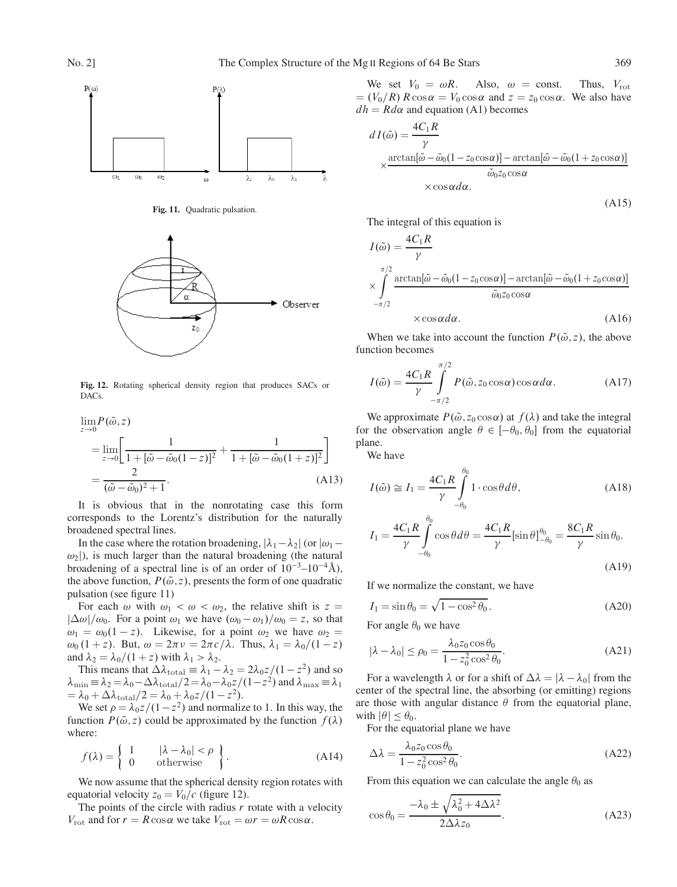Fig. 11. Quadratic pulsation.

Fig. 12. Rotating spherical density region that produces SACs or DACs.

$$
\lim_{z\to 0} P(\tilde{\omega}, z) = \lim_{z\to 0}\left[\frac{1}{1+[\tilde{\omega}-\tilde{\omega}_0(1-z)]^2}+\frac{1}{1+[\tilde{\omega}-\tilde{\omega}_0(1+z)]^2}\right] = \frac{2}{(\tilde{\omega}-\tilde{\omega}_0)^2+1}. \tag{A13}
$$

It is obvious that in the nonrotating case this form corresponds to the Lorentz's distribution for the naturally broadened spectral lines.

In the case where the rotation broadening, $|\lambda_1-\lambda_2|$ (or $|\omega_1-\omega_2|$), is much larger than the natural broadening (the natural broadening of a spectral line is of an order of $10^{-3}$–$10^{-4}$Å), the above function, $P(\tilde{\omega}, z)$, presents the form of one quadratic pulsation (see figure 11)

For each $\omega$ with $\omega_1 < \omega < \omega_2$, the relative shift is $z = |\Delta\omega|/\omega_0$. For a point $\omega_1$ we have $(\omega_0-\omega_1)/\omega_0 = z$, so that $\omega_1 = \omega_0(1-z)$. Likewise, for a point $\omega_2$ we have $\omega_2 = \omega_0(1+z)$. But, $\omega = 2\pi\nu = 2\pi c/\lambda$. Thus, $\lambda_1 = \lambda_0/(1-z)$ and $\lambda_2 = \lambda_0/(1+z)$ with $\lambda_1 > \lambda_2$.

This means that $\Delta\lambda_{\rm total} \equiv \lambda_1 - \lambda_2 = 2\lambda_0 z/(1-z^2)$ and so $\lambda_{\min} \equiv \lambda_2 = \lambda_0 - \Delta\lambda_{\rm total}/2 = \lambda_0 - \lambda_0 z/(1-z^2)$ and $\lambda_{\max} \equiv \lambda_1 = \lambda_0 + \Delta\lambda_{\rm total}/2 = \lambda_0 + \lambda_0 z/(1-z^2)$.

We set $\rho = \lambda_0 z/(1-z^2)$ and normalize to 1. In this way, the function $P(\tilde{\omega}, z)$ could be approximated by the function $f(\lambda)$ where:

$$
f(\lambda) = \left\{ \begin{array}{ll} 1 & |\lambda-\lambda_0| < \rho \\ 0 & \text{otherwise} \end{array} \right\}. \tag{A14}
$$

We now assume that the spherical density region rotates with equatorial velocity $z_0 = V_0/c$ (figure 12).

The points of the circle with radius $r$ rotate with a velocity $V_{\rm rot}$ and for $r = R\cos\alpha$ we take $V_{\rm rot} = \omega r = \omega R\cos\alpha$.

We set $V_0 = \omega R$. Also, $\omega = $ const. Thus, $V_{\rm rot} = (V_0/R)\,R\cos\alpha = V_0\cos\alpha$ and $z = z_0\cos\alpha$. We also have $dh = R d\alpha$ and equation (A1) becomes

$$
dI(\tilde{\omega}) = \frac{4C_1R}{\gamma} \times \frac{\arctan[\tilde{\omega}-\tilde{\omega}_0(1-z_0\cos\alpha)] - \arctan[\tilde{\omega}-\tilde{\omega}_0(1+z_0\cos\alpha)]}{\tilde{\omega}_0 z_0\cos\alpha} \times \cos\alpha\, d\alpha. \tag{A15}
$$

The integral of this equation is

$$
I(\tilde{\omega}) = \frac{4C_1R}{\gamma} \times \int_{-\pi/2}^{\pi/2} \frac{\arctan[\tilde{\omega}-\tilde{\omega}_0(1-z_0\cos\alpha)] - \arctan[\tilde{\omega}-\tilde{\omega}_0(1+z_0\cos\alpha)]}{\tilde{\omega}_0 z_0\cos\alpha} \times \cos\alpha\, d\alpha. \tag{A16}
$$

When we take into account the function $P(\tilde{\omega}, z)$, the above function becomes

$$
I(\tilde{\omega}) = \frac{4C_1R}{\gamma}\int_{-\pi/2}^{\pi/2} P(\tilde{\omega}, z_0\cos\alpha)\cos\alpha\, d\alpha. \tag{A17}
$$

We approximate $P(\tilde{\omega}, z_0\cos\alpha)$ at $f(\lambda)$ and take the integral for the observation angle $\theta \in [-\theta_0, \theta_0]$ from the equatorial plane.

We have

$$
I(\tilde{\omega}) \cong I_1 = \frac{4C_1R}{\gamma}\int_{-\theta_0}^{\theta_0} 1\cdot\cos\theta\, d\theta, \tag{A18}
$$

$$
I_1 = \frac{4C_1R}{\gamma}\int_{-\theta_0}^{\theta_0}\cos\theta\, d\theta = \frac{4C_1R}{\gamma}[\sin\theta]_{-\theta_0}^{\theta_0} = \frac{8C_1R}{\gamma}\sin\theta_0. \tag{A19}
$$

If we normalize the constant, we have

$$
I_1 = \sin\theta_0 = \sqrt{1-\cos^2\theta_0}. \tag{A20}
$$

For angle $\theta_0$ we have

$$
|\lambda-\lambda_0| \le \rho_0 = \frac{\lambda_0 z_0\cos\theta_0}{1-z_0^2\cos^2\theta_0}. \tag{A21}
$$

For a wavelength $\lambda$ or for a shift of $\Delta\lambda = |\lambda-\lambda_0|$ from the center of the spectral line, the absorbing (or emitting) regions are those with angular distance $\theta$ from the equatorial plane, with $|\theta| \le \theta_0$.

For the equatorial plane we have

$$
\Delta\lambda = \frac{\lambda_0 z_0\cos\theta_0}{1-z_0^2\cos^2\theta_0}. \tag{A22}
$$

From this equation we can calculate the angle $\theta_0$ as

$$
\cos\theta_0 = \frac{-\lambda_0 \pm \sqrt{\lambda_0^2+4\Delta\lambda^2}}{2\Delta\lambda z_0}. \tag{A23}
$$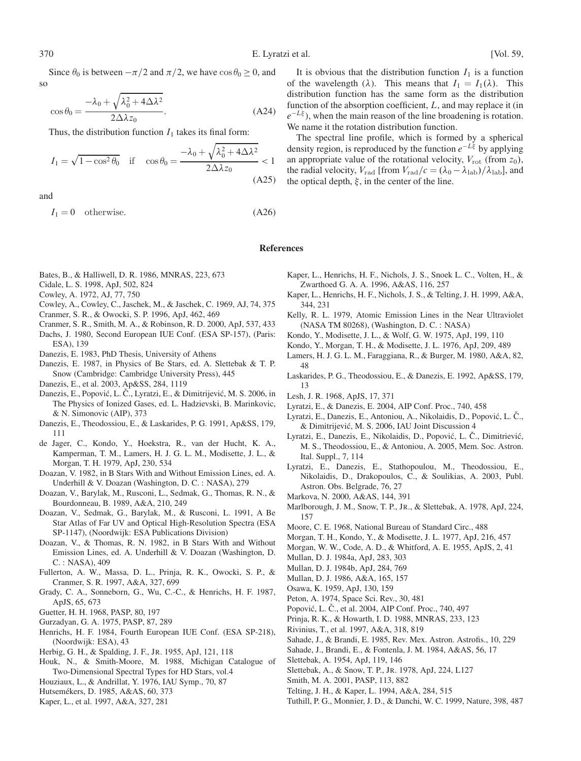Since $\theta_0$ is between $-\pi/2$ and $\pi/2$, we have $\cos\theta_0 \geq 0$, and so

$$\cos\theta_0 = \frac{-\lambda_0 + \sqrt{\lambda_0^2 + 4\Delta\lambda^2}}{2\Delta\lambda z_0}. \tag{A24}$$

Thus, the distribution function $I_1$ takes its final form:

$$I_1 = \sqrt{1 - \cos^2\theta_0} \quad \text{if} \quad \cos\theta_0 = \frac{-\lambda_0 + \sqrt{\lambda_0^2 + 4\Delta\lambda^2}}{2\Delta\lambda z_0} < 1 \tag{A25}$$

and

$$I_1 = 0 \quad \text{otherwise}. \tag{A26}$$

It is obvious that the distribution function $I_1$ is a function of the wavelength ($\lambda$). This means that $I_1 = I_1(\lambda)$. This distribution function has the same form as the distribution function of the absorption coefficient, $L$, and may replace it (in $e^{-L\xi}$), when the main reason of the line broadening is rotation. We name it the rotation distribution function.

The spectral line profile, which is formed by a spherical density region, is reproduced by the function $e^{-L\xi}$ by applying an appropriate value of the rotational velocity, $V_{\rm rot}$ (from $z_0$), the radial velocity, $V_{\rm rad}$ [from $V_{\rm rad}/c = (\lambda_0 - \lambda_{\rm lab})/\lambda_{\rm lab}$], and the optical depth, $\xi$, in the center of the line.

## References

Bates, B., & Halliwell, D. R. 1986, MNRAS, 223, 673
Cidale, L. S. 1998, ApJ, 502, 824
Cowley, A. 1972, AJ, 77, 750
Cowley, A., Cowley, C., Jaschek, M., & Jaschek, C. 1969, AJ, 74, 375
Cranmer, S. R., & Owocki, S. P. 1996, ApJ, 462, 469
Cranmer, S. R., Smith, M. A., & Robinson, R. D. 2000, ApJ, 537, 433
Dachs, J. 1980, Second European IUE Conf. (ESA SP-157), (Paris: ESA), 139
Danezis, E. 1983, PhD Thesis, University of Athens
Danezis, E. 1987, in Physics of Be Stars, ed. A. Slettebak & T. P. Snow (Cambridge: Cambridge University Press), 445
Danezis, E., et al. 2003, Ap&SS, 284, 1119
Danezis, E., Popović, L. Č., Lyratzi, E., & Dimitrijević, M. S. 2006, in The Physics of Ionized Gases, ed. L. Hadzievski, B. Marinkovic, & N. Simonovic (AIP), 373
Danezis, E., Theodossiou, E., & Laskarides, P. G. 1991, Ap&SS, 179, 111
de Jager, C., Kondo, Y., Hoekstra, R., van der Hucht, K. A., Kamperman, T. M., Lamers, H. J. G. L. M., Modisette, J. L., & Morgan, T. H. 1979, ApJ, 230, 534
Doazan, V. 1982, in B Stars With and Without Emission Lines, ed. A. Underhill & V. Doazan (Washington, D. C. : NASA), 279
Doazan, V., Barylak, M., Rusconi, L., Sedmak, G., Thomas, R. N., & Bourdonneau, B. 1989, A&A, 210, 249
Doazan, V., Sedmak, G., Barylak, M., & Rusconi, L. 1991, A Be Star Atlas of Far UV and Optical High-Resolution Spectra (ESA SP-1147), (Noordwijk: ESA Publications Division)
Doazan, V., & Thomas, R. N. 1982, in B Stars With and Without Emission Lines, ed. A. Underhill & V. Doazan (Washington, D. C. : NASA), 409
Fullerton, A. W., Massa, D. L., Prinja, R. K., Owocki, S. P., & Cranmer, S. R. 1997, A&A, 327, 699
Grady, C. A., Sonneborn, G., Wu, C.-C., & Henrichs, H. F. 1987, ApJS, 65, 673
Guetter, H. H. 1968, PASP, 80, 197
Gurzadyan, G. A. 1975, PASP, 87, 289
Henrichs, H. F. 1984, Fourth European IUE Conf. (ESA SP-218), (Noordwijk: ESA), 43
Herbig, G. H., & Spalding, J. F., JR. 1955, ApJ, 121, 118
Houk, N., & Smith-Moore, M. 1988, Michigan Catalogue of Two-Dimensional Spectral Types for HD Stars, vol.4
Houziaux, L., & Andrillat, Y. 1976, IAU Symp., 70, 87
Hutsemékers, D. 1985, A&AS, 60, 373
Kaper, L., et al. 1997, A&A, 327, 281
Kaper, L., Henrichs, H. F., Nichols, J. S., Snoek L. C., Volten, H., & Zwarthoed G. A. A. 1996, A&AS, 116, 257
Kaper, L., Henrichs, H. F., Nichols, J. S., & Telting, J. H. 1999, A&A, 344, 231
Kelly, R. L. 1979, Atomic Emission Lines in the Near Ultraviolet (NASA TM 80268), (Washington, D. C. : NASA)
Kondo, Y., Modisette, J. L., & Wolf, G. W. 1975, ApJ, 199, 110
Kondo, Y., Morgan, T. H., & Modisette, J. L. 1976, ApJ, 209, 489
Lamers, H. J. G. L. M., Faraggiana, R., & Burger, M. 1980, A&A, 82, 48
Laskarides, P. G., Theodossiou, E., & Danezis, E. 1992, Ap&SS, 179, 13
Lesh, J. R. 1968, ApJS, 17, 371
Lyratzi, E., & Danezis, E. 2004, AIP Conf. Proc., 740, 458
Lyratzi, E., Danezis, E., Antoniou, A., Nikolaidis, D., Popović, L. Č., & Dimitrijević, M. S. 2006, IAU Joint Discussion 4
Lyratzi, E., Danezis, E., Nikolaidis, D., Popović, L. Č., Dimitrievié, M. S., Theodossiou, E., & Antoniou, A. 2005, Mem. Soc. Astron. Ital. Suppl., 7, 114
Lyratzi, E., Danezis, E., Stathopoulou, M., Theodossiou, E., Nikolaidis, D., Drakopoulos, C., & Soulikias, A. 2003, Publ. Astron. Obs. Belgrade, 76, 27
Markova, N. 2000, A&AS, 144, 391
Marlborough, J. M., Snow, T. P., JR., & Slettebak, A. 1978, ApJ, 224, 157
Moore, C. E. 1968, National Bureau of Standard Circ., 488
Morgan, T. H., Kondo, Y., & Modisette, J. L. 1977, ApJ, 216, 457
Morgan, W. W., Code, A. D., & Whitford, A. E. 1955, ApJS, 2, 41
Mullan, D. J. 1984a, ApJ, 283, 303
Mullan, D. J. 1984b, ApJ, 284, 769
Mullan, D. J. 1986, A&A, 165, 157
Osawa, K. 1959, ApJ, 130, 159
Peton, A. 1974, Space Sci. Rev., 30, 481
Popović, L. Č., et al. 2004, AIP Conf. Proc., 740, 497
Prinja, R. K., & Howarth, I. D. 1988, MNRAS, 233, 123
Rivinius, T., et al. 1997, A&A, 318, 819
Sahade, J., & Brandi, E. 1985, Rev. Mex. Astron. Astrofis., 10, 229
Sahade, J., Brandi, E., & Fontenla, J. M. 1984, A&AS, 56, 17
Slettebak, A. 1954, ApJ, 119, 146
Slettebak, A., & Snow, T. P., JR. 1978, ApJ, 224, L127
Smith, M. A. 2001, PASP, 113, 882
Telting, J. H., & Kaper, L. 1994, A&A, 284, 515
Tuthill, P. G., Monnier, J. D., & Danchi, W. C. 1999, Nature, 398, 487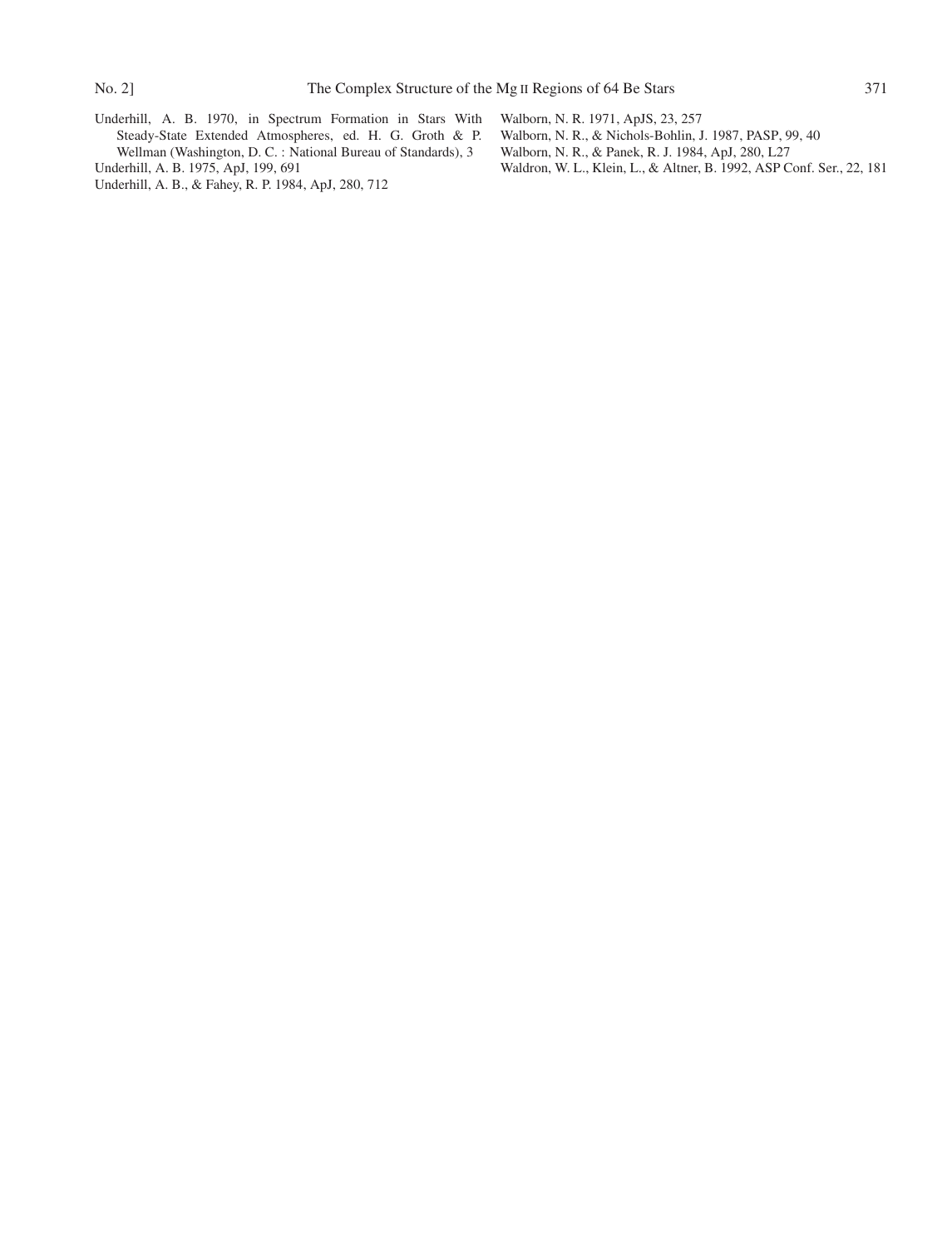Underhill, A. B. 1970, in Spectrum Formation in Stars With Steady-State Extended Atmospheres, ed. H. G. Groth & P. Wellman (Washington, D. C. : National Bureau of Standards), 3

Underhill, A. B. 1975, ApJ, 199, 691

Underhill, A. B., & Fahey, R. P. 1984, ApJ, 280, 712

Walborn, N. R. 1971, ApJS, 23, 257

Walborn, N. R., & Nichols-Bohlin, J. 1987, PASP, 99, 40

Walborn, N. R., & Panek, R. J. 1984, ApJ, 280, L27

Waldron, W. L., Klein, L., & Altner, B. 1992, ASP Conf. Ser., 22, 181